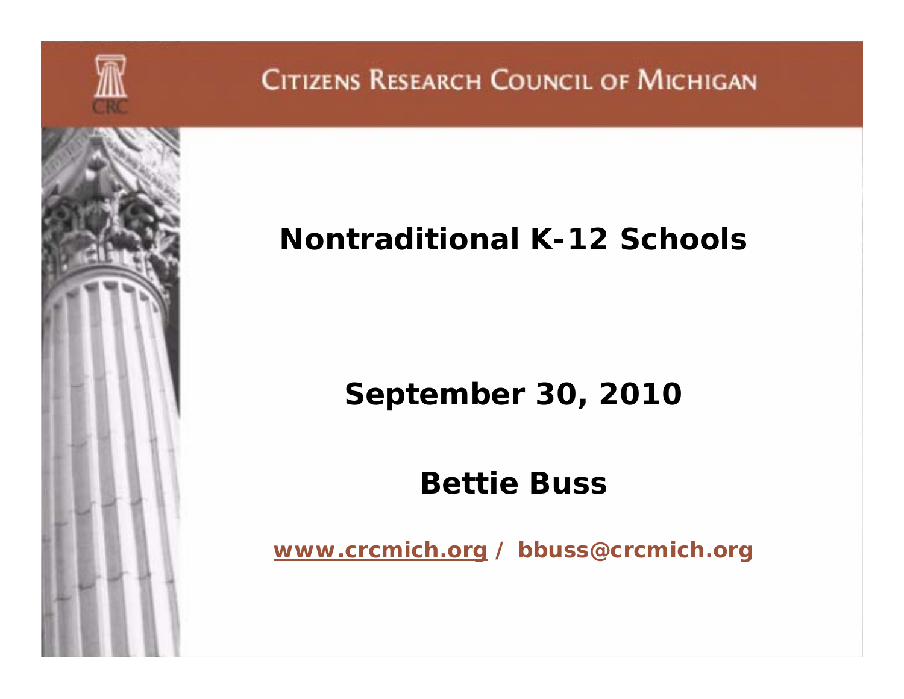Citizens Research Council of Michigan

# Nontraditional K-12 Schools

**September 30, 2010**

**Bettie Buss**

www.crcmich.org / bbuss@crcmich.org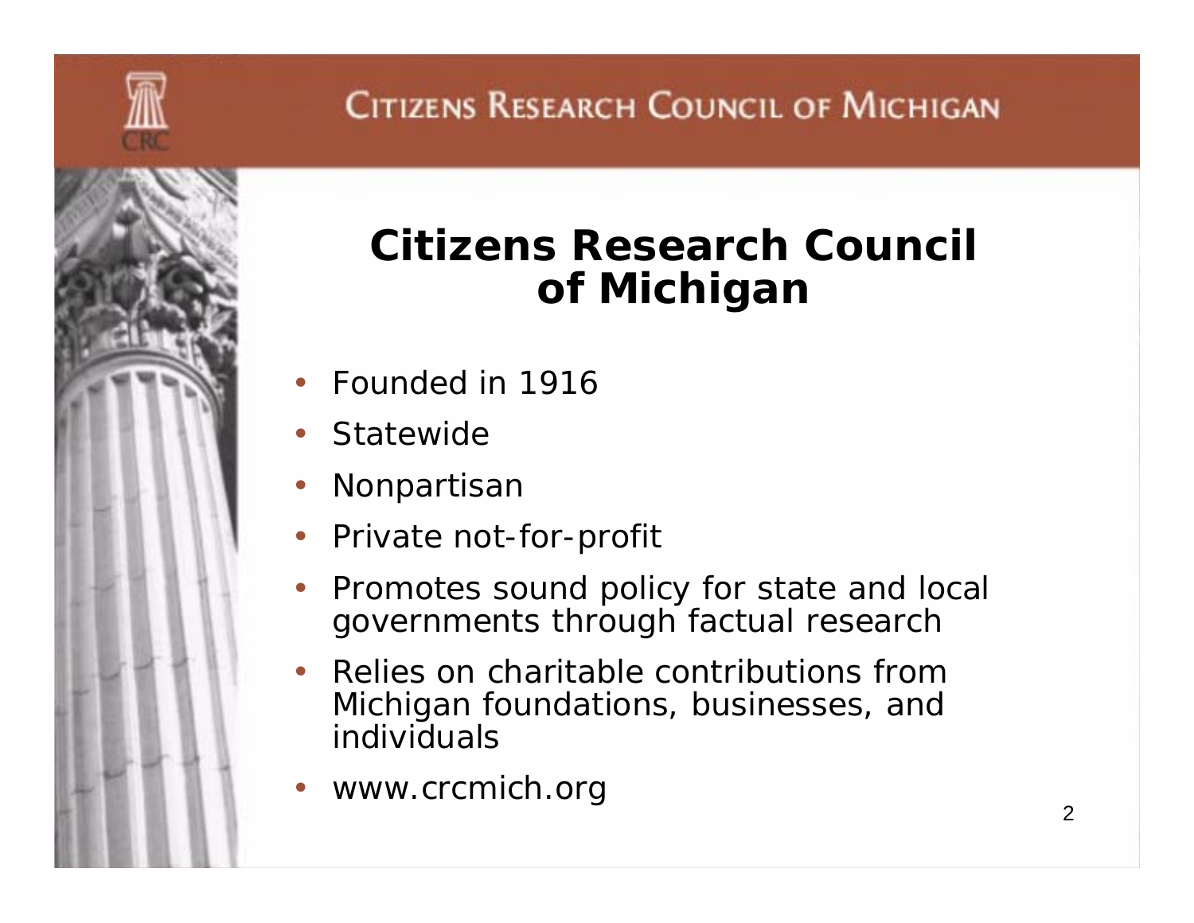# Citizens Research Council of Michigan

- Founded in 1916
- Statewide
- Nonpartisan
- Private not-for-profit
- Promotes sound policy for state and local governments through factual research
- Relies on charitable contributions from Michigan foundations, businesses, and individuals
- www.crcmich.org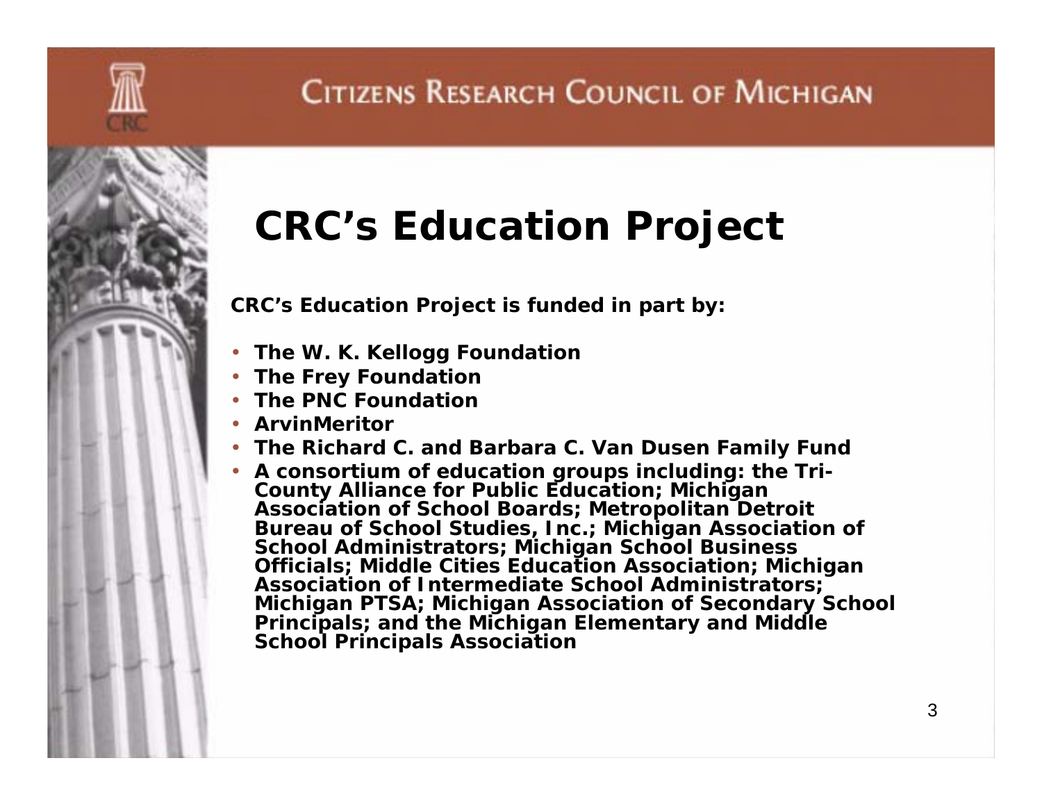# CRC's Education Project

**CRC's Education Project is funded in part by:**

- **The W. K. Kellogg Foundation**
- **The Frey Foundation**
- **The PNC Foundation**
- **ArvinMeritor**
- **The Richard C. and Barbara C. Van Dusen Family Fund**
- **A consortium of education groups including: the Tri-County Alliance for Public Education; Michigan Association of School Boards; Metropolitan Detroit Bureau of School Studies, Inc.; Michigan Association of School Administrators; Michigan School Business Officials; Middle Cities Education Association; Michigan Association of Intermediate School Administrators; Michigan PTSA; Michigan Association of Secondary School Principals; and the Michigan Elementary and Middle School Principals Association**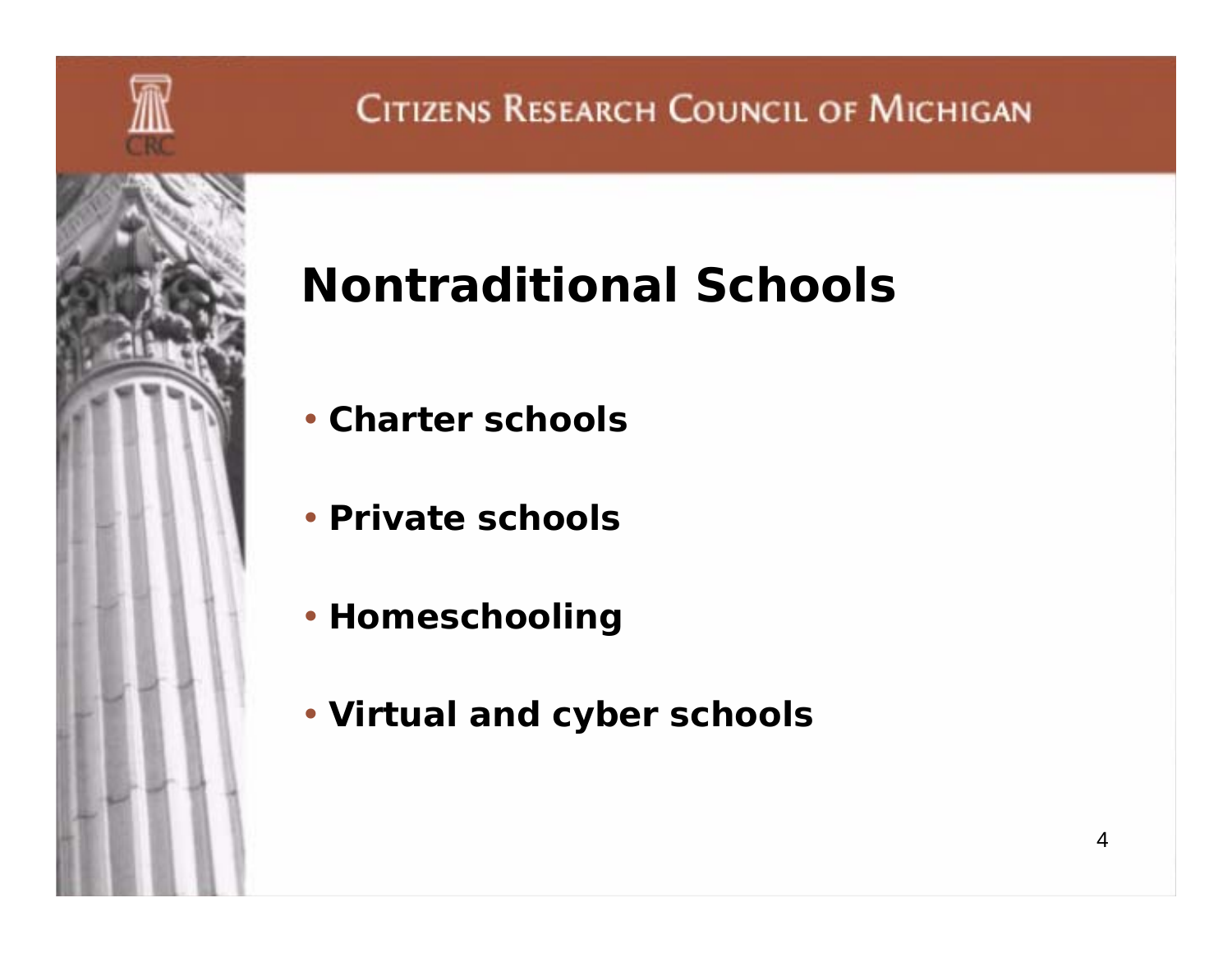# Nontraditional Schools

- **Charter schools**
- **Private schools**
- **Homeschooling**
- **Virtual and cyber schools**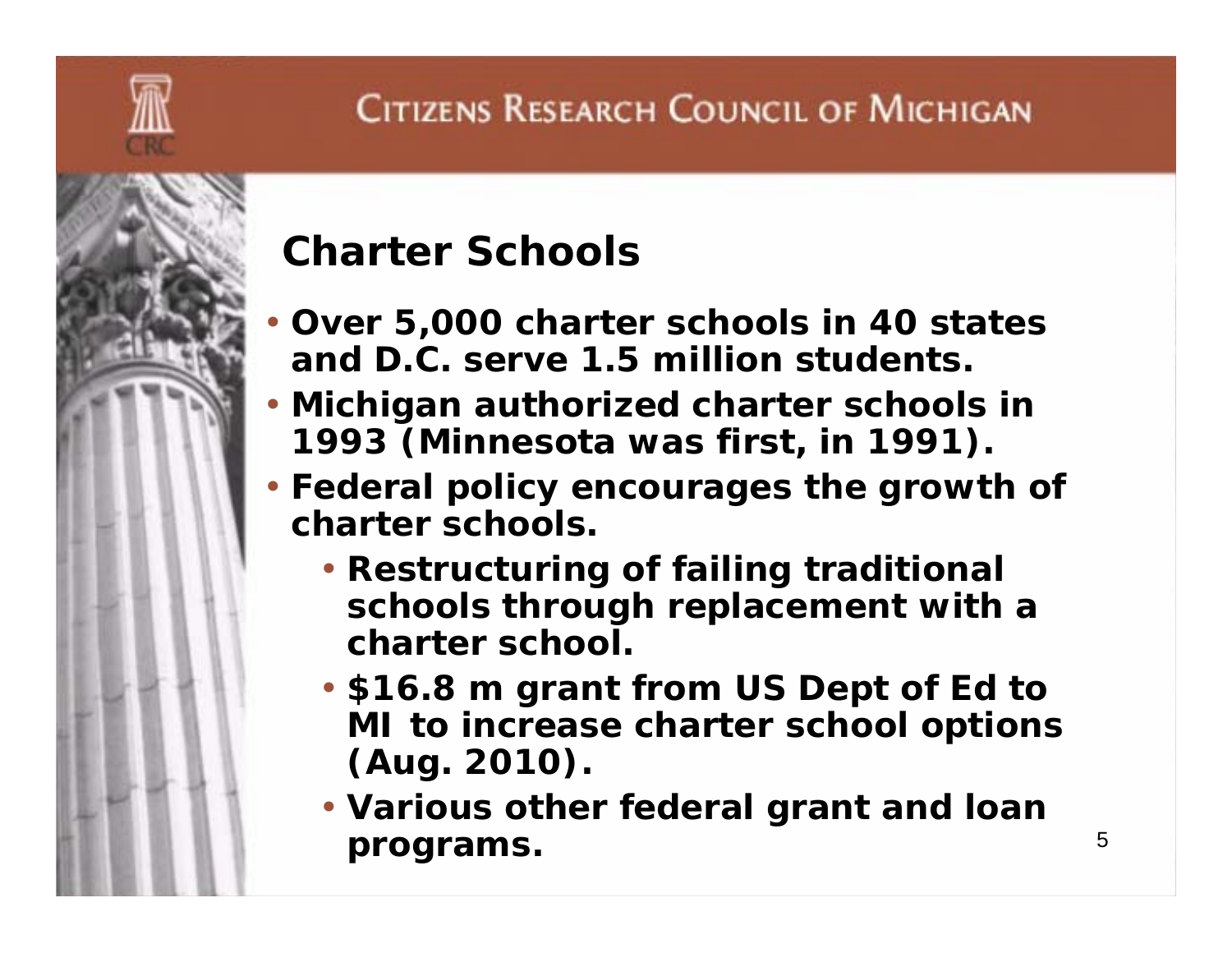## Charter Schools

- Over 5,000 charter schools in 40 states and D.C. serve 1.5 million students.
- Michigan authorized charter schools in 1993 (Minnesota was first, in 1991).
- Federal policy encourages the growth of charter schools.
  - Restructuring of failing traditional schools through replacement with a charter school.
  - $16.8 m grant from US Dept of Ed to MI to increase charter school options (Aug. 2010).
  - Various other federal grant and loan programs.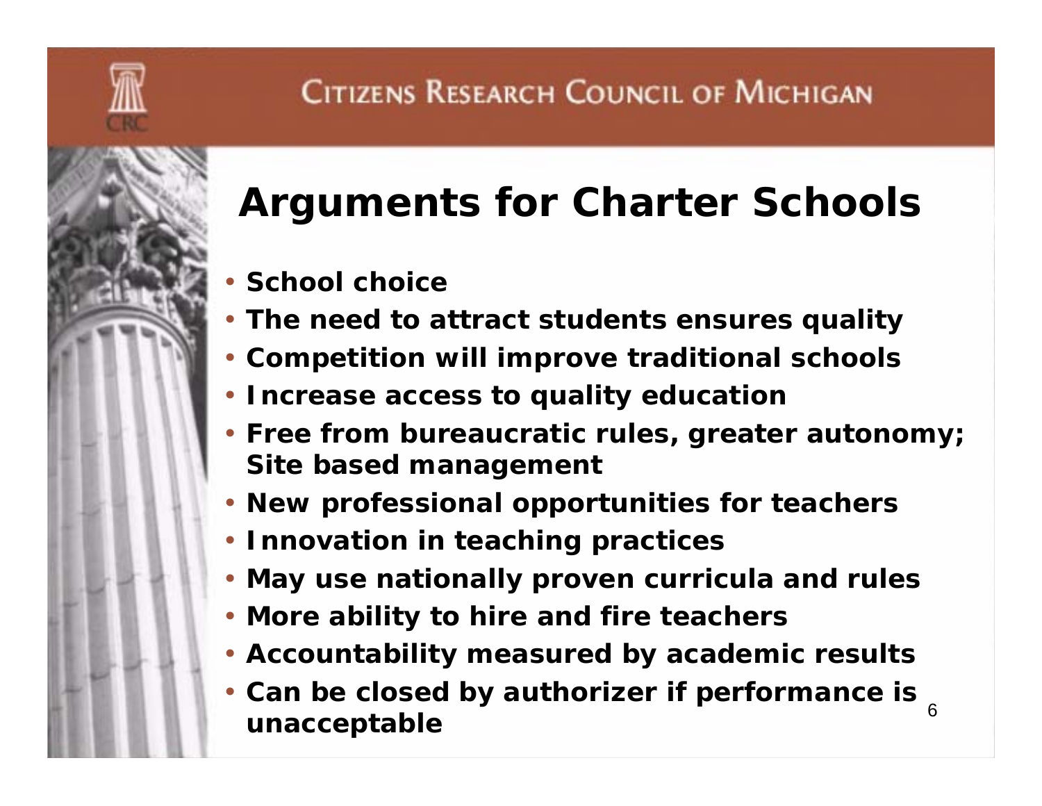# Arguments for Charter Schools

- **School choice**
- **The need to attract students ensures quality**
- **Competition will improve traditional schools**
- **Increase access to quality education**
- **Free from bureaucratic rules, greater autonomy; Site based management**
- **New professional opportunities for teachers**
- **Innovation in teaching practices**
- **May use nationally proven curricula and rules**
- **More ability to hire and fire teachers**
- **Accountability measured by academic results**
- **Can be closed by authorizer if performance is unacceptable**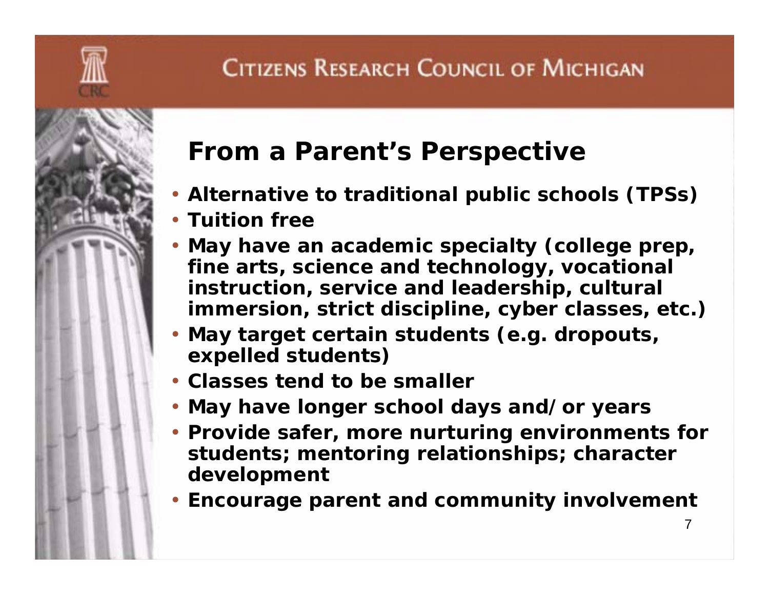## From a Parent's Perspective

- Alternative to traditional public schools (TPSs)
- Tuition free
- May have an academic specialty (college prep, fine arts, science and technology, vocational instruction, service and leadership, cultural immersion, strict discipline, cyber classes, etc.)
- May target certain students (e.g. dropouts, expelled students)
- Classes tend to be smaller
- May have longer school days and/or years
- Provide safer, more nurturing environments for students; mentoring relationships; character development
- Encourage parent and community involvement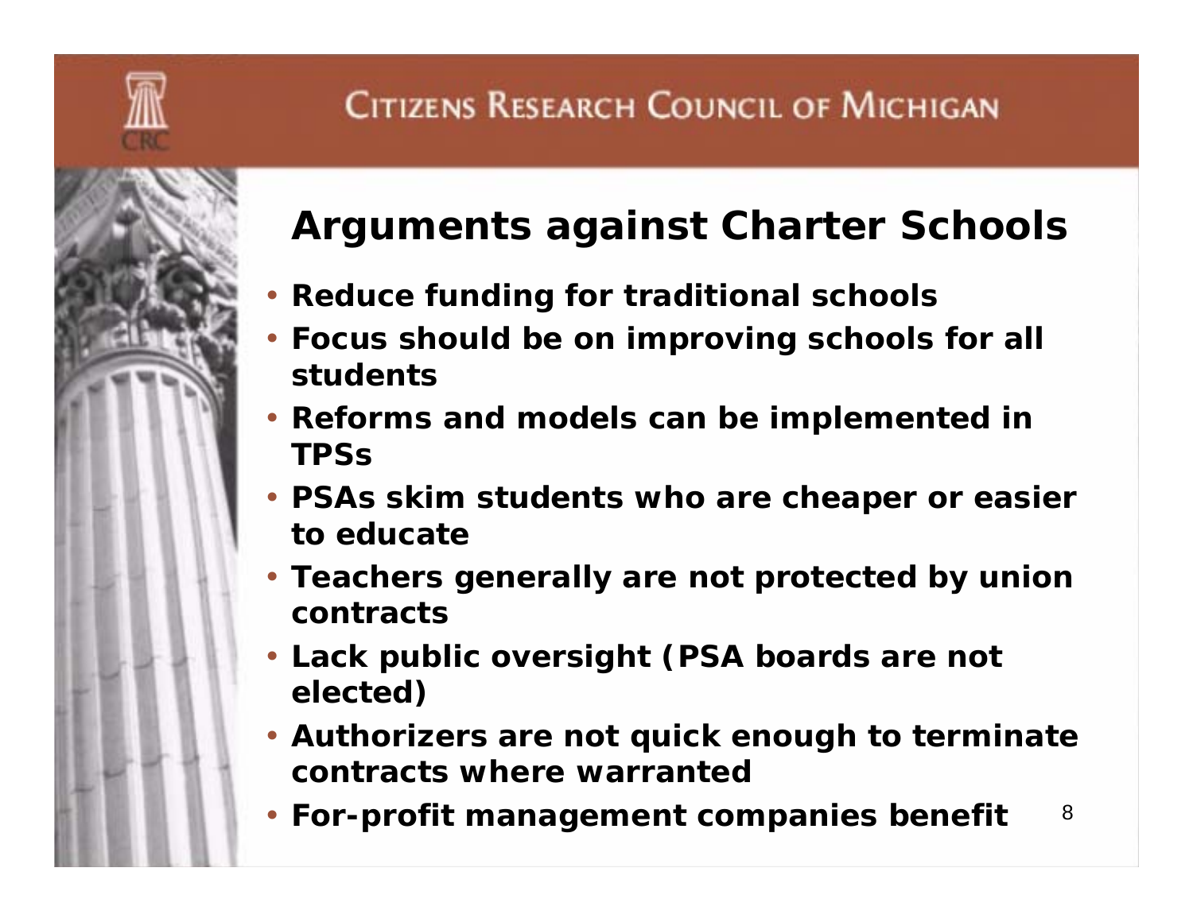## Arguments against Charter Schools

- Reduce funding for traditional schools
- Focus should be on improving schools for all students
- Reforms and models can be implemented in TPSs
- PSAs skim students who are cheaper or easier to educate
- Teachers generally are not protected by union contracts
- Lack public oversight (PSA boards are not elected)
- Authorizers are not quick enough to terminate contracts where warranted
- For-profit management companies benefit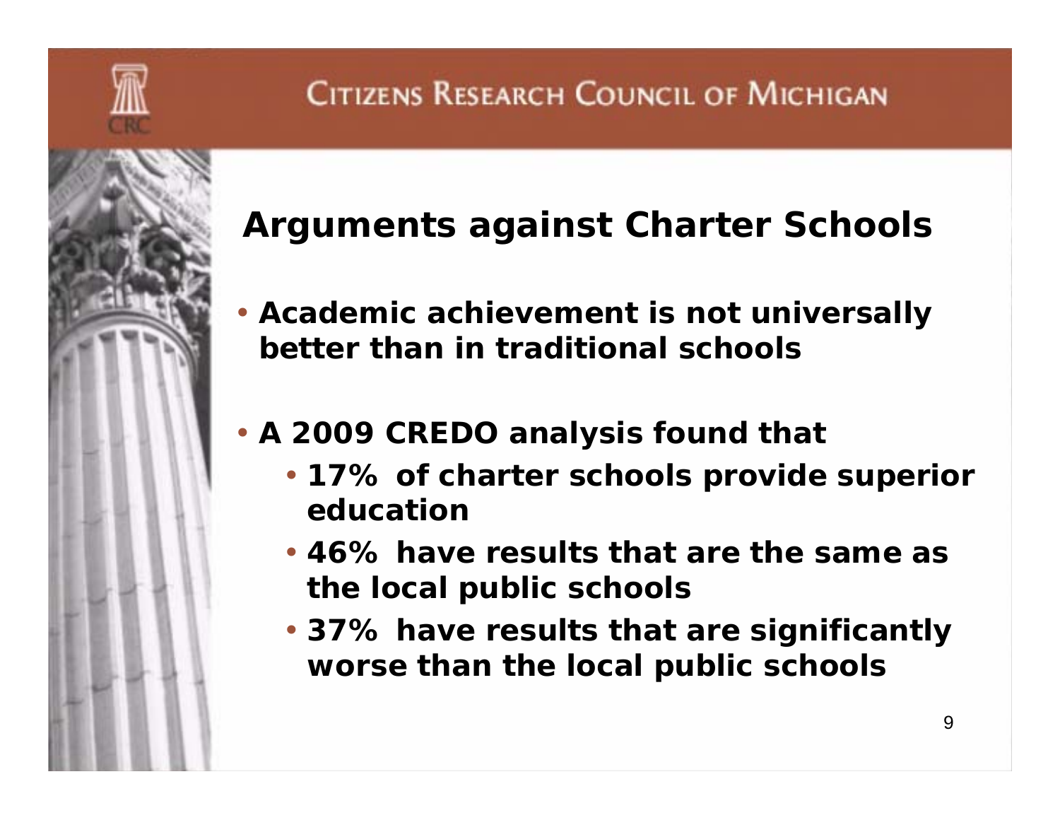## Arguments against Charter Schools

- Academic achievement is not universally better than in traditional schools
- A 2009 CREDO analysis found that
  - 17% of charter schools provide superior education
  - 46% have results that are the same as the local public schools
  - 37% have results that are significantly worse than the local public schools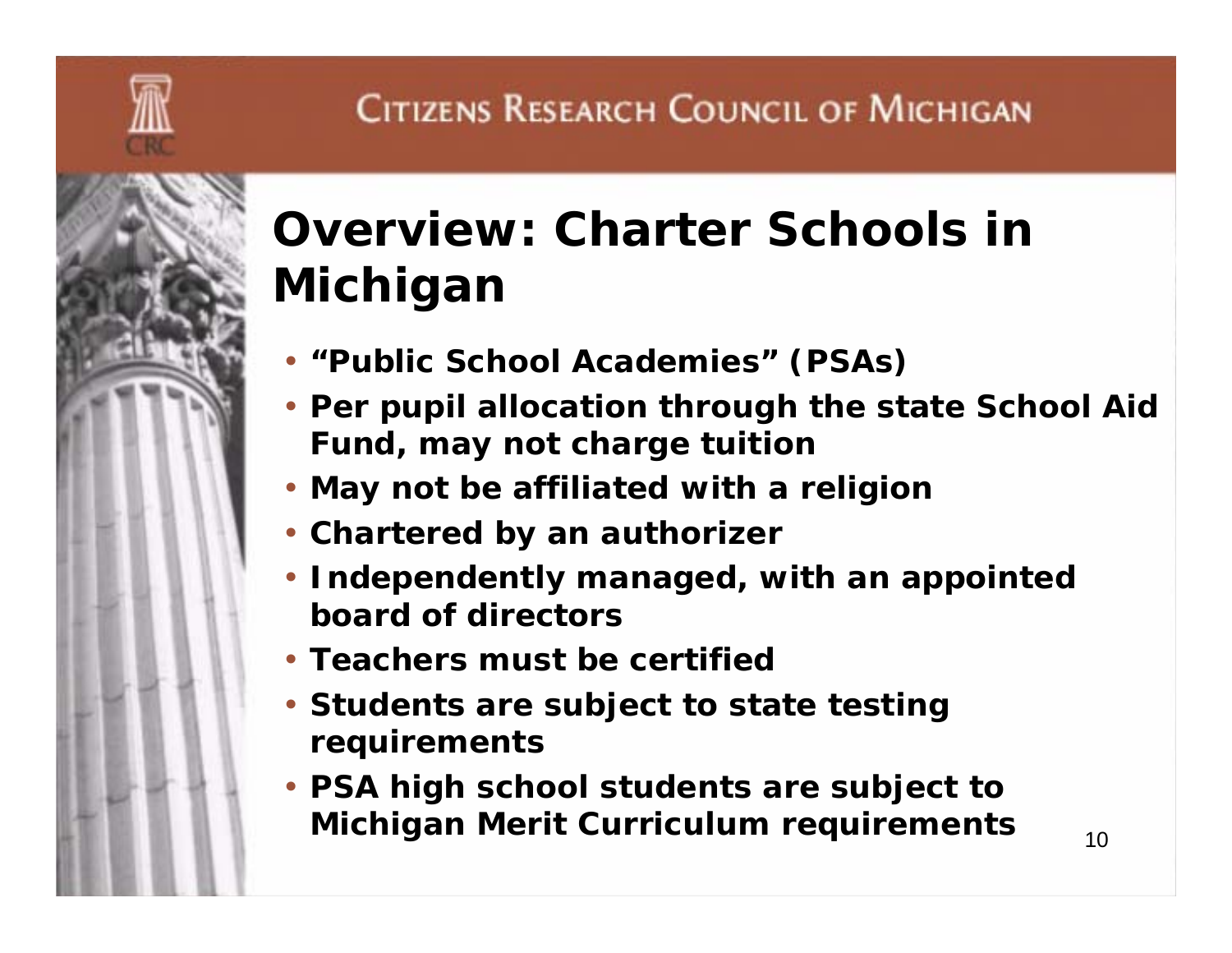# Overview: Charter Schools in Michigan

- **"Public School Academies" (PSAs)**
- **Per pupil allocation through the state School Aid Fund, may not charge tuition**
- **May not be affiliated with a religion**
- **Chartered by an authorizer**
- **Independently managed, with an appointed board of directors**
- **Teachers must be certified**
- **Students are subject to state testing requirements**
- **PSA high school students are subject to Michigan Merit Curriculum requirements**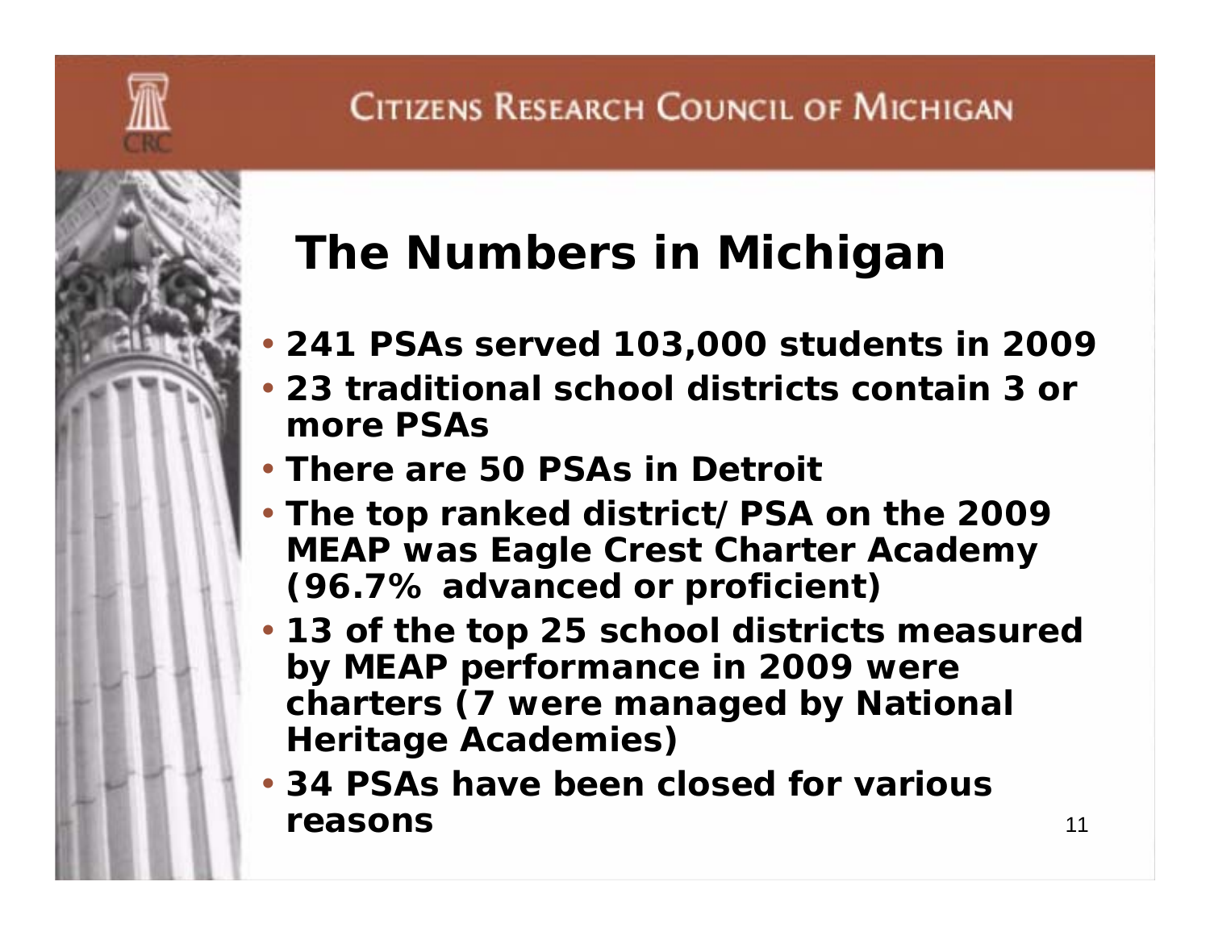# The Numbers in Michigan

- 241 PSAs served 103,000 students in 2009
- 23 traditional school districts contain 3 or more PSAs
- There are 50 PSAs in Detroit
- The top ranked district/PSA on the 2009 MEAP was Eagle Crest Charter Academy (96.7% advanced or proficient)
- 13 of the top 25 school districts measured by MEAP performance in 2009 were charters (7 were managed by National Heritage Academies)
- 34 PSAs have been closed for various reasons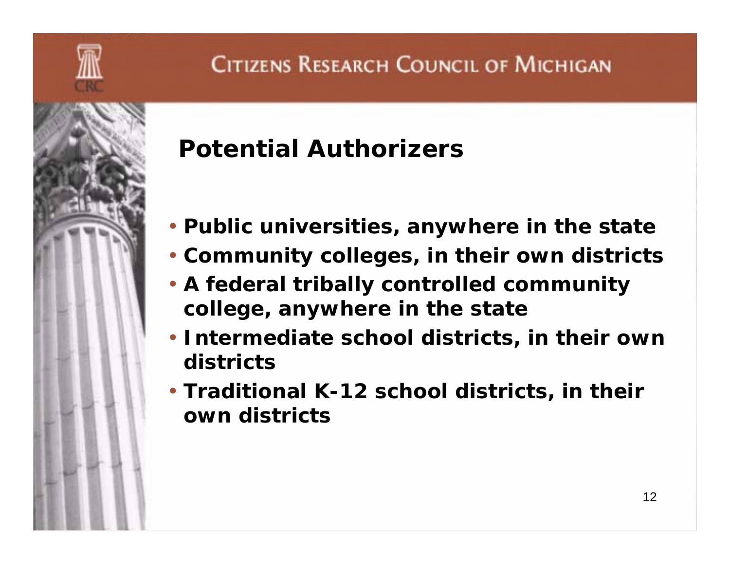## Potential Authorizers

- Public universities, anywhere in the state
- Community colleges, in their own districts
- A federal tribally controlled community college, anywhere in the state
- Intermediate school districts, in their own districts
- Traditional K-12 school districts, in their own districts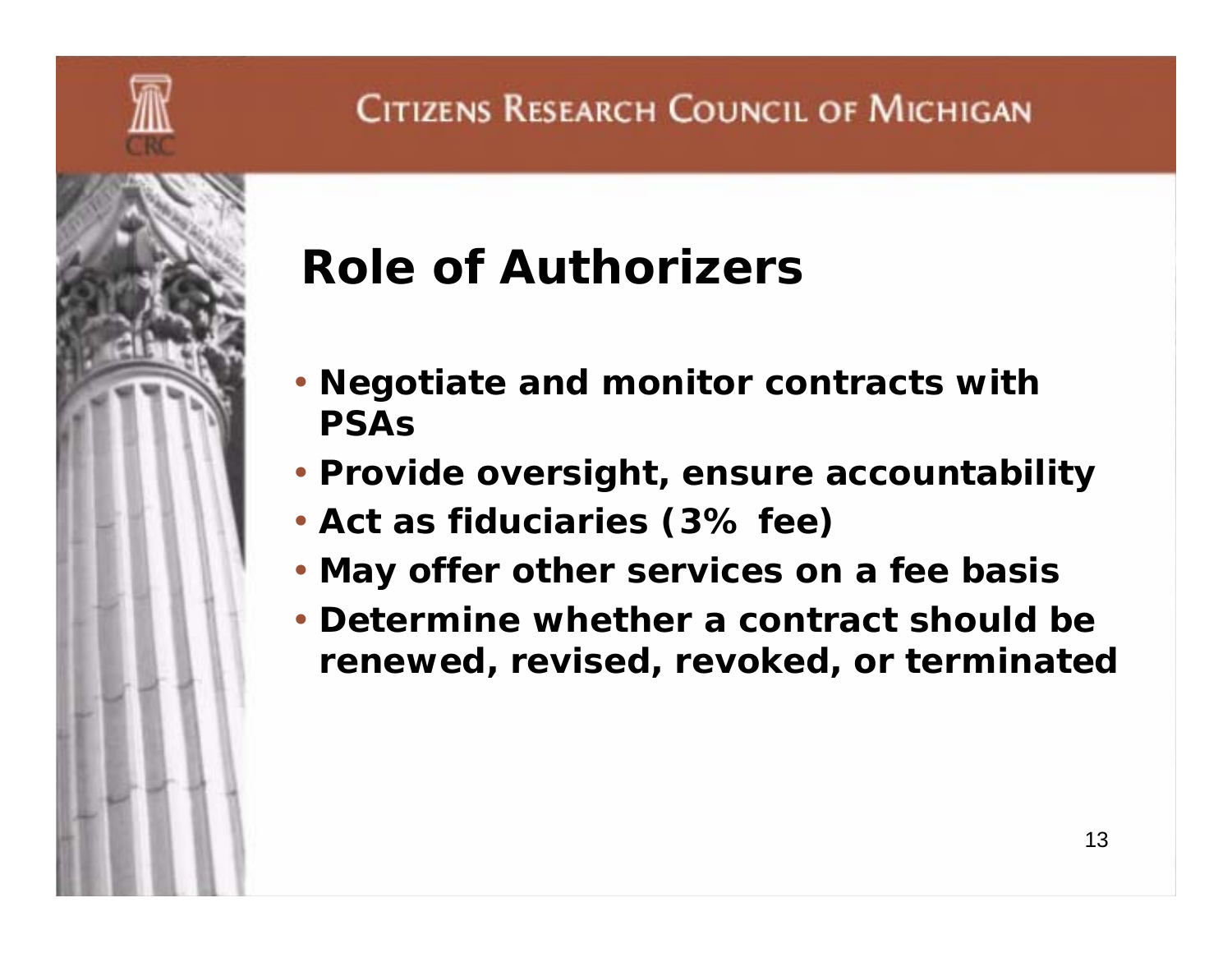# Role of Authorizers

- **Negotiate and monitor contracts with PSAs**
- **Provide oversight, ensure accountability**
- **Act as fiduciaries (3% fee)**
- **May offer other services on a fee basis**
- **Determine whether a contract should be renewed, revised, revoked, or terminated**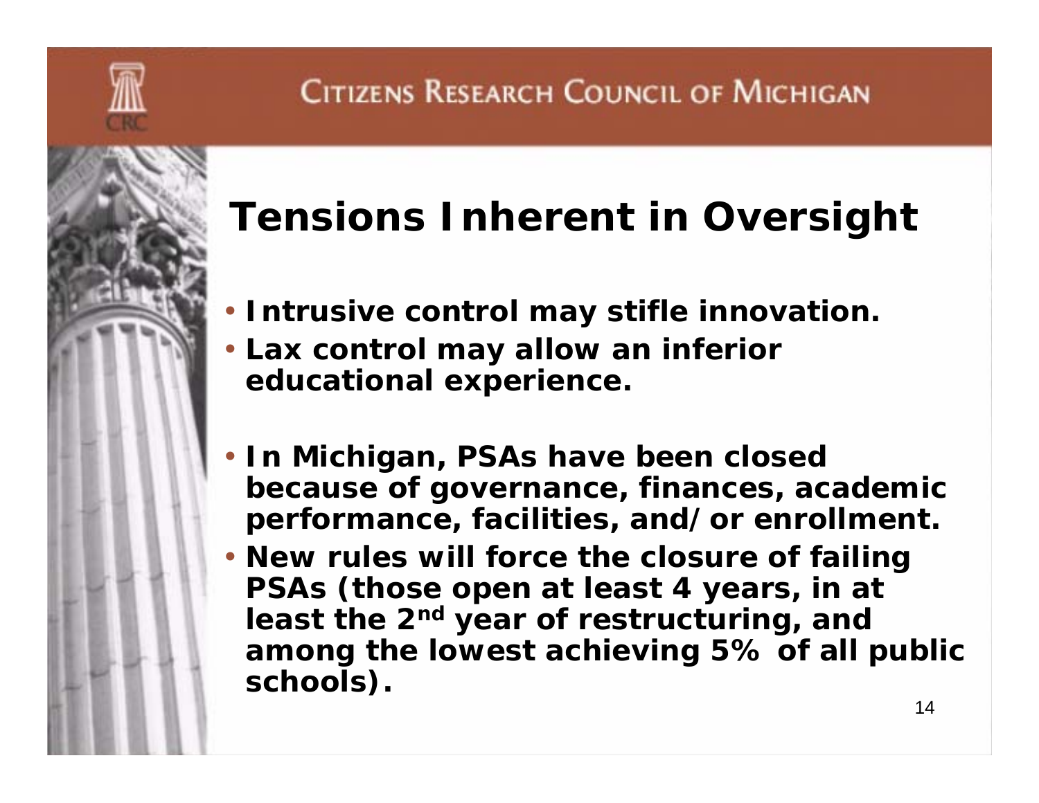# Tensions Inherent in Oversight

- Intrusive control may stifle innovation.
- Lax control may allow an inferior educational experience.

- In Michigan, PSAs have been closed because of governance, finances, academic performance, facilities, and/or enrollment.
- New rules will force the closure of failing PSAs (those open at least 4 years, in at least the 2nd year of restructuring, and among the lowest achieving 5% of all public schools).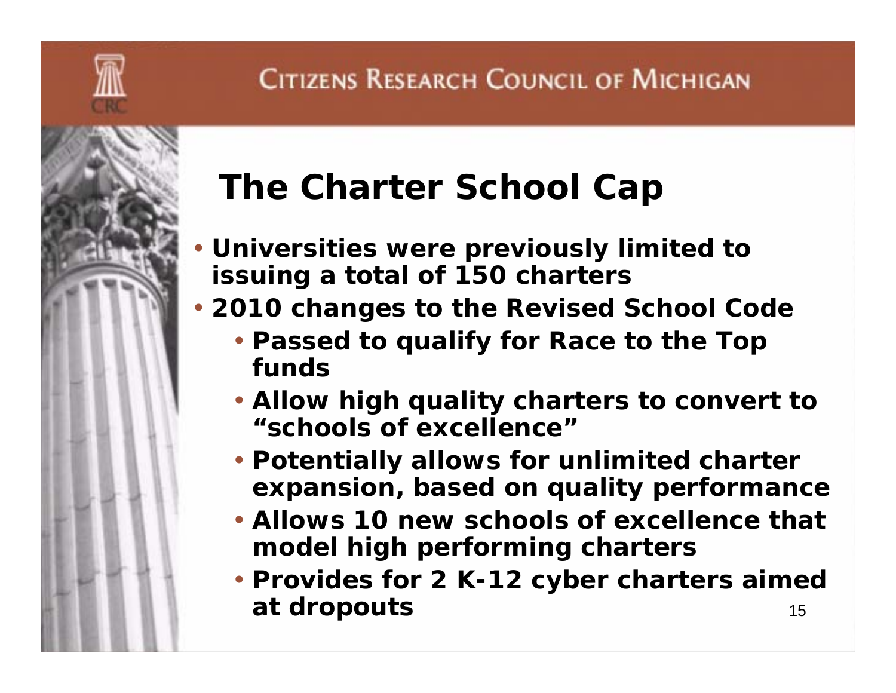# The Charter School Cap

- Universities were previously limited to issuing a total of 150 charters
- 2010 changes to the Revised School Code
  - Passed to qualify for Race to the Top funds
  - Allow high quality charters to convert to "schools of excellence"
  - Potentially allows for unlimited charter expansion, based on quality performance
  - Allows 10 new schools of excellence that model high performing charters
  - Provides for 2 K-12 cyber charters aimed at dropouts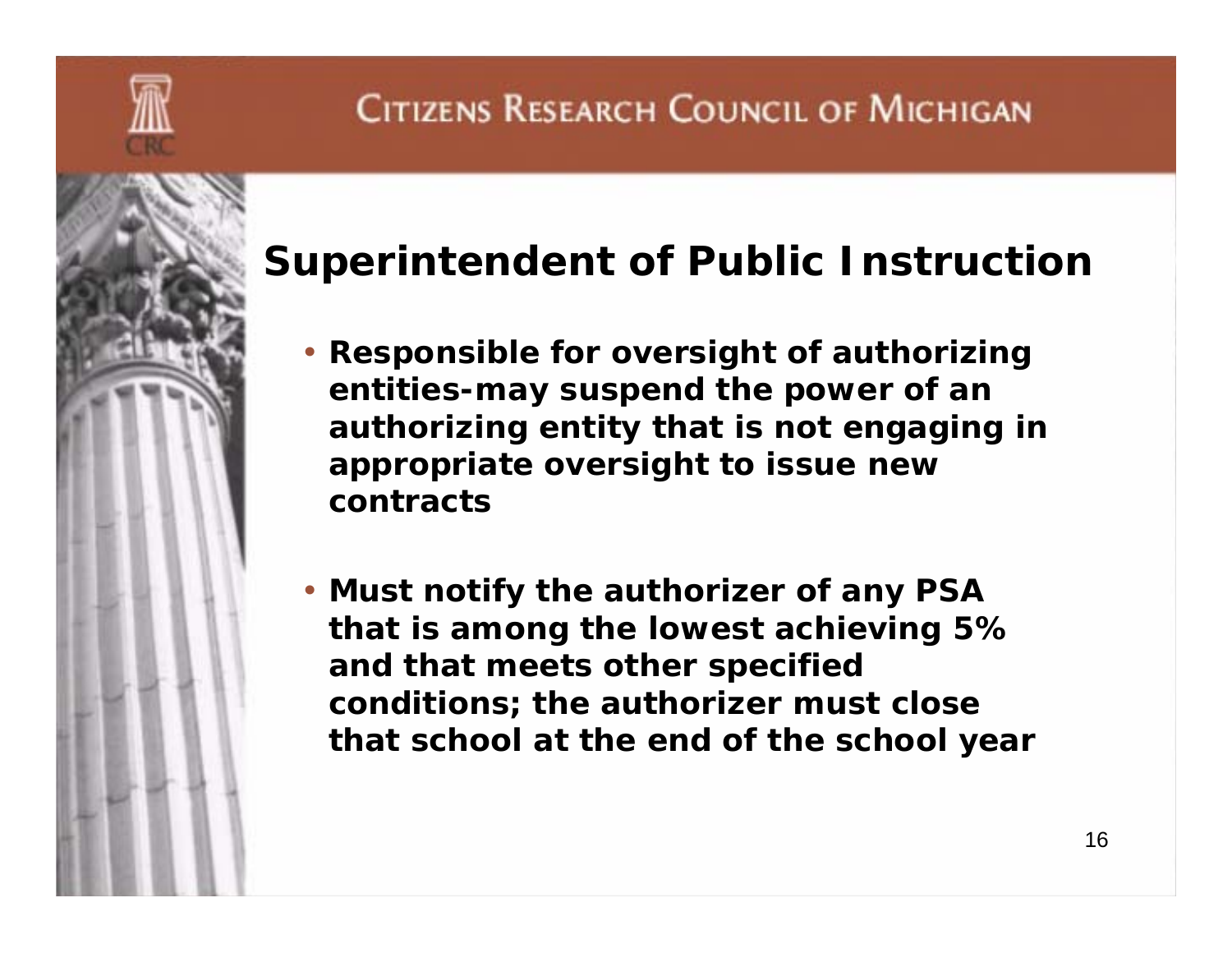## Superintendent of Public Instruction

- Responsible for oversight of authorizing entities-may suspend the power of an authorizing entity that is not engaging in appropriate oversight to issue new contracts
- Must notify the authorizer of any PSA that is among the lowest achieving 5% and that meets other specified conditions; the authorizer must close that school at the end of the school year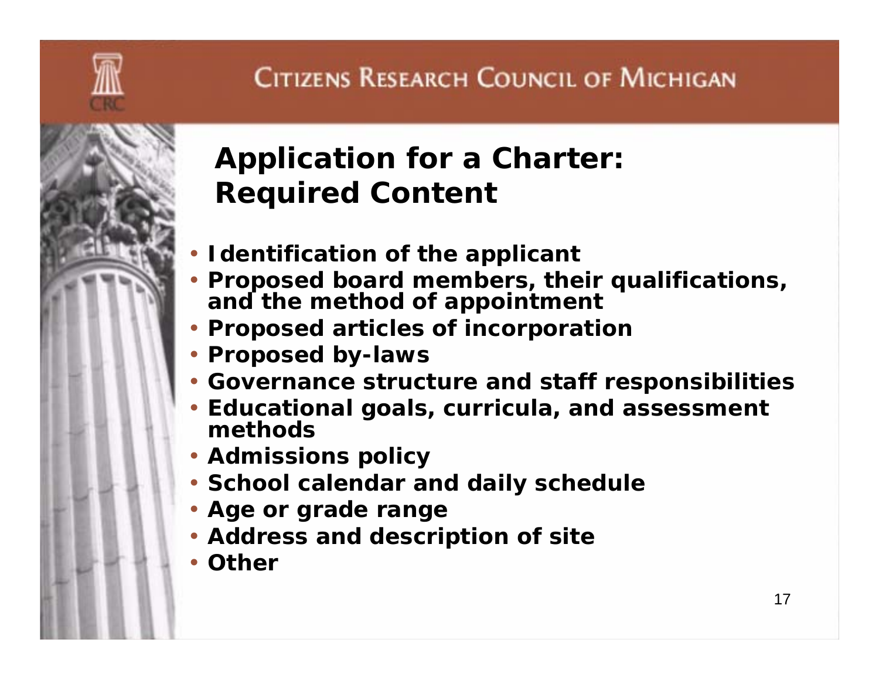# Application for a Charter: Required Content

- Identification of the applicant
- Proposed board members, their qualifications, and the method of appointment
- Proposed articles of incorporation
- Proposed by-laws
- Governance structure and staff responsibilities
- Educational goals, curricula, and assessment methods
- Admissions policy
- School calendar and daily schedule
- Age or grade range
- Address and description of site
- Other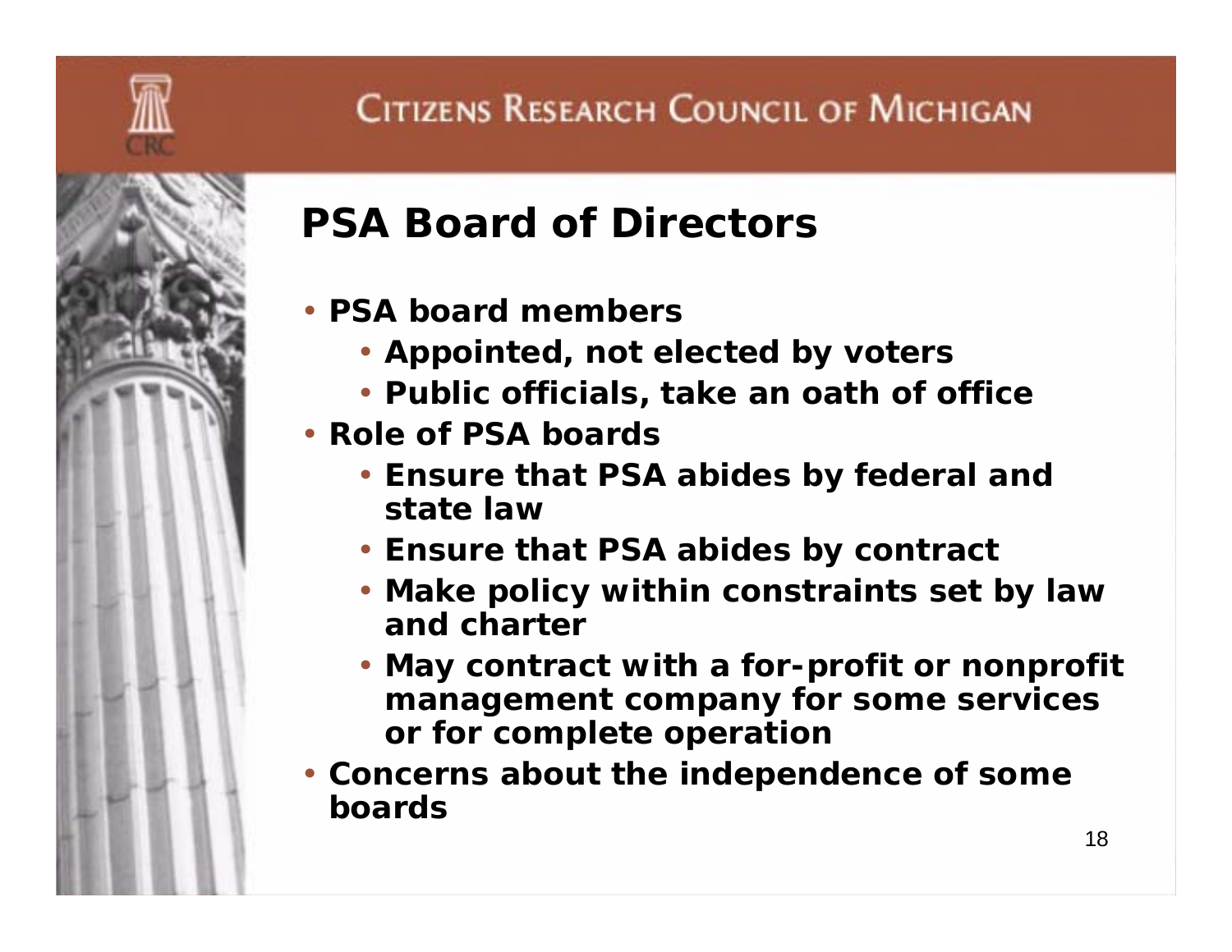## PSA Board of Directors

- PSA board members
  - Appointed, not elected by voters
  - Public officials, take an oath of office
- Role of PSA boards
  - Ensure that PSA abides by federal and state law
  - Ensure that PSA abides by contract
  - Make policy within constraints set by law and charter
  - May contract with a for-profit or nonprofit management company for some services or for complete operation
- Concerns about the independence of some boards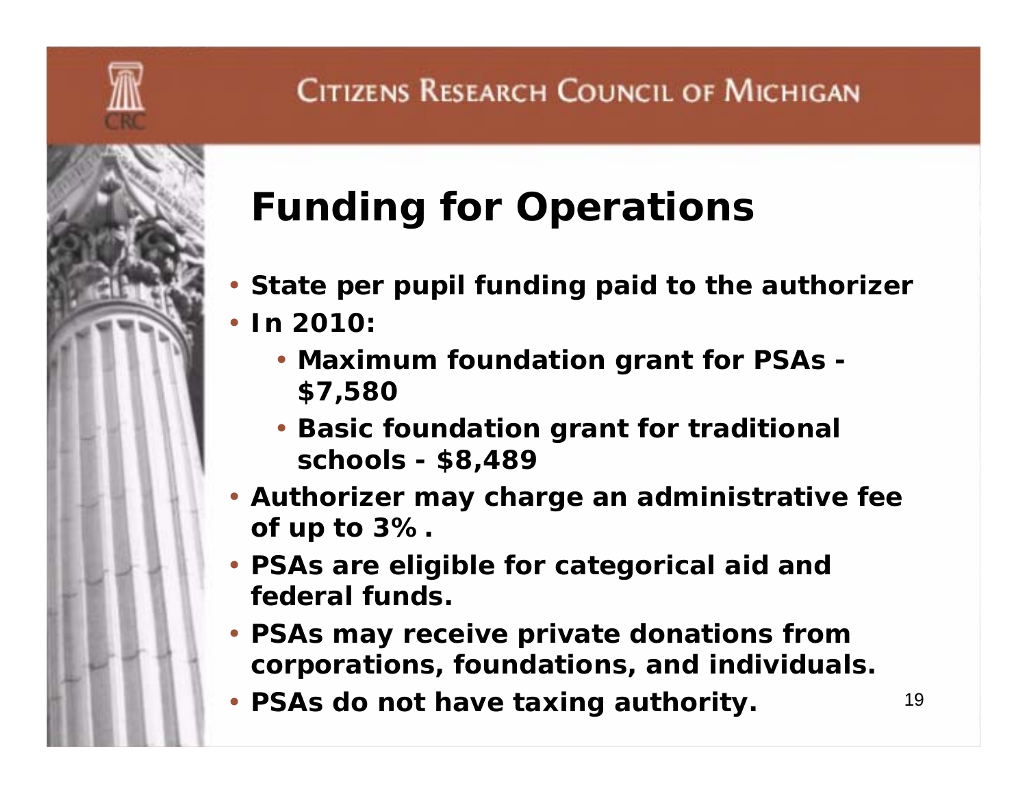# Funding for Operations

- State per pupil funding paid to the authorizer
- In 2010:
  - Maximum foundation grant for PSAs - $7,580
  - Basic foundation grant for traditional schools - $8,489
- Authorizer may charge an administrative fee of up to 3%.
- PSAs are eligible for categorical aid and federal funds.
- PSAs may receive private donations from corporations, foundations, and individuals.
- PSAs do not have taxing authority.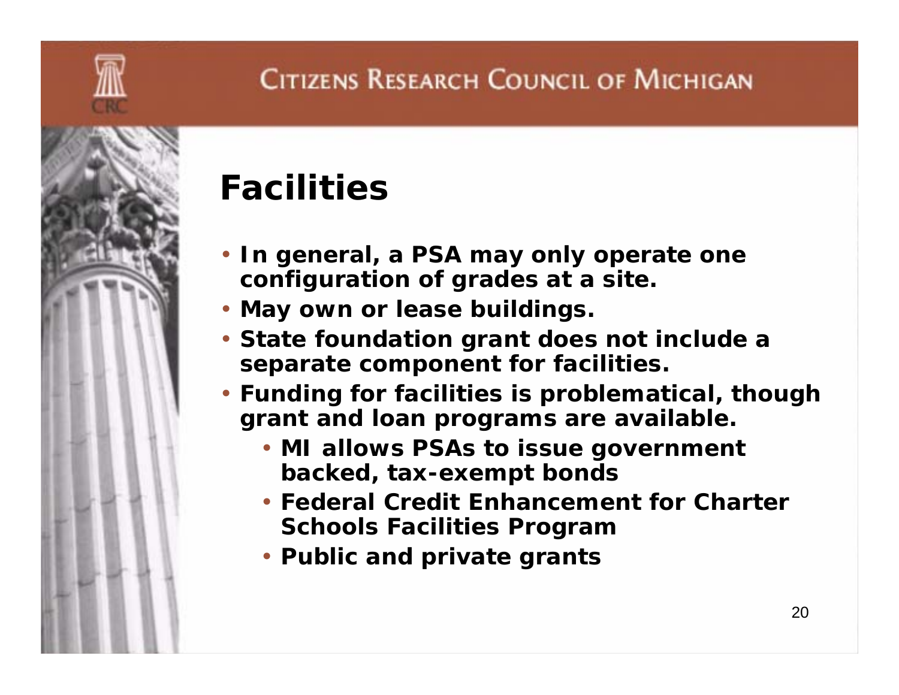# Facilities

- In general, a PSA may only operate one configuration of grades at a site.
- May own or lease buildings.
- State foundation grant does not include a separate component for facilities.
- Funding for facilities is problematical, though grant and loan programs are available.
  - MI allows PSAs to issue government backed, tax-exempt bonds
  - Federal Credit Enhancement for Charter Schools Facilities Program
  - Public and private grants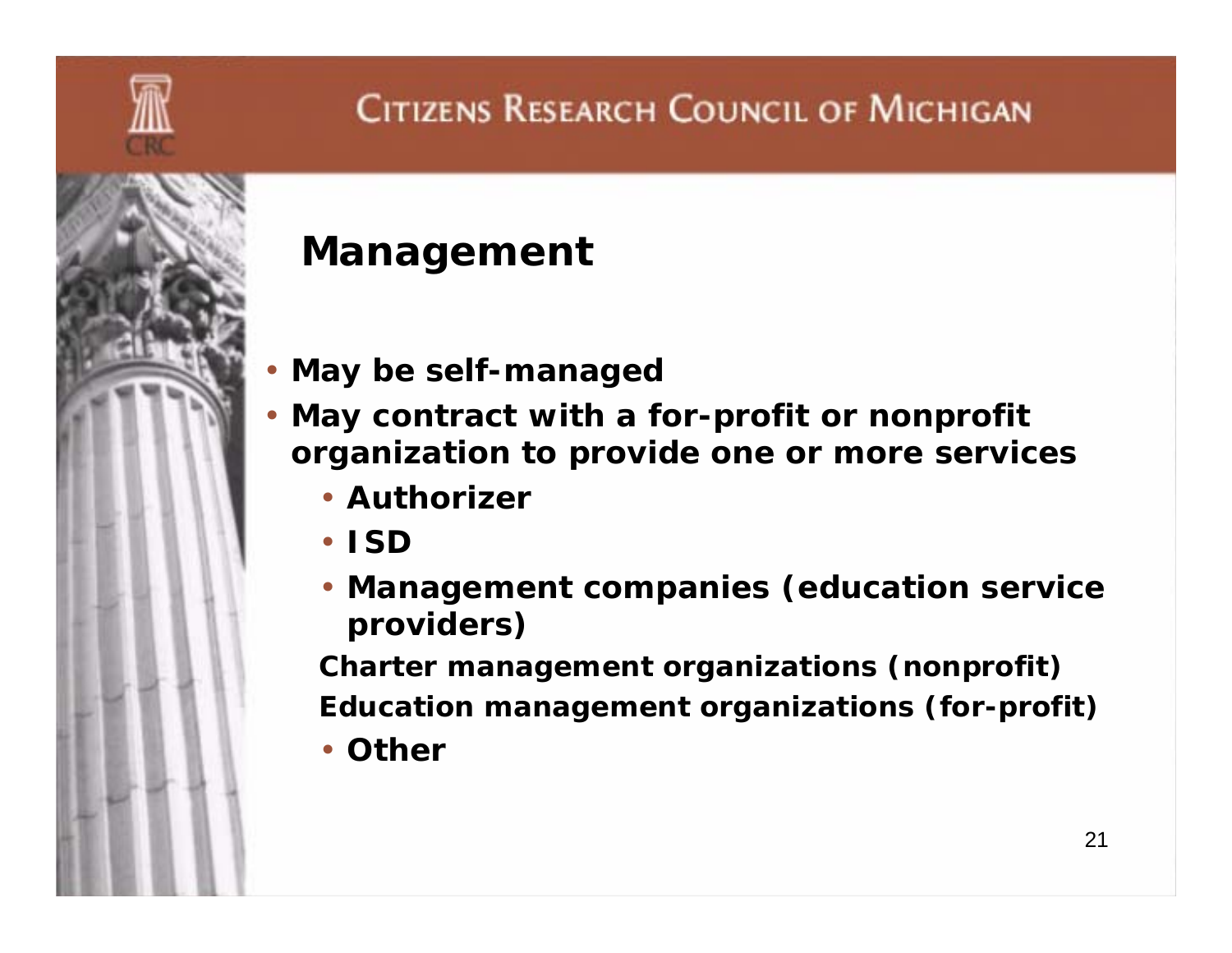## Management

- May be self-managed
- May contract with a for-profit or nonprofit organization to provide one or more services
  - Authorizer
  - ISD
  - Management companies (education service providers)

    Charter management organizations (nonprofit)

    Education management organizations (for-profit)
  - Other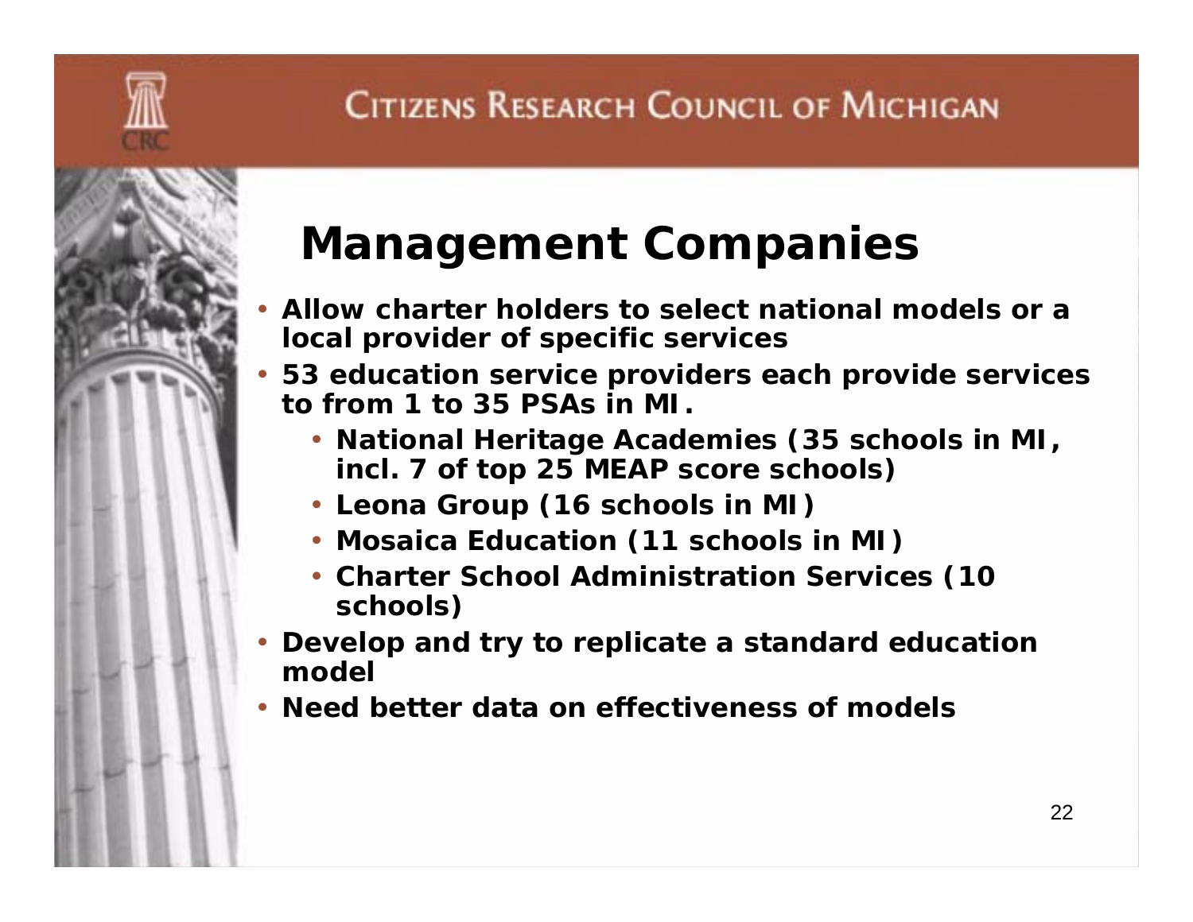# Management Companies

- Allow charter holders to select national models or a local provider of specific services
- 53 education service providers each provide services to from 1 to 35 PSAs in MI.
  - National Heritage Academies (35 schools in MI, incl. 7 of top 25 MEAP score schools)
  - Leona Group (16 schools in MI)
  - Mosaica Education (11 schools in MI)
  - Charter School Administration Services (10 schools)
- Develop and try to replicate a standard education model
- Need better data on effectiveness of models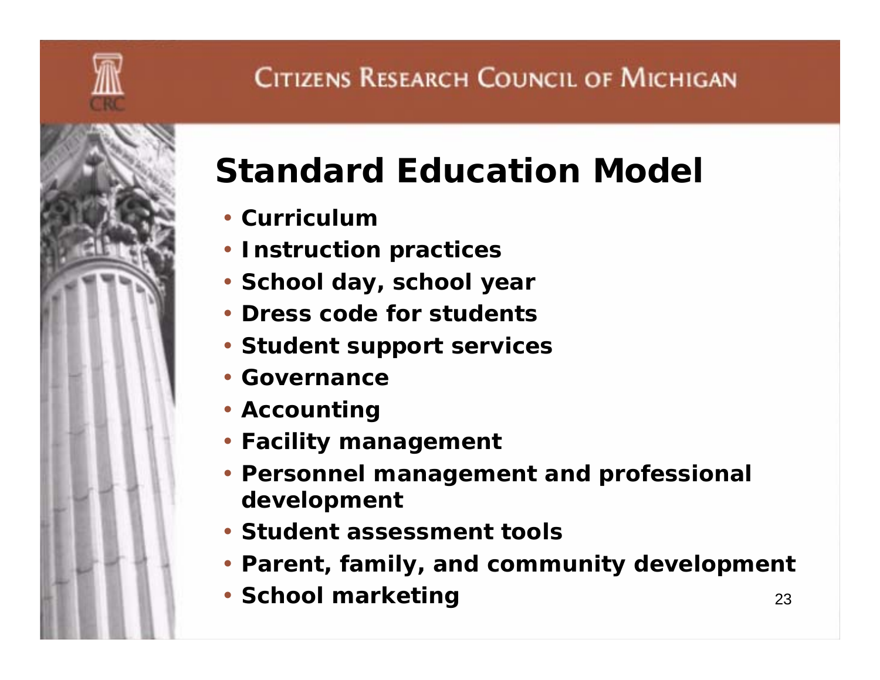# Standard Education Model

- **Curriculum**
- **Instruction practices**
- **School day, school year**
- **Dress code for students**
- **Student support services**
- **Governance**
- **Accounting**
- **Facility management**
- **Personnel management and professional development**
- **Student assessment tools**
- **Parent, family, and community development**
- **School marketing**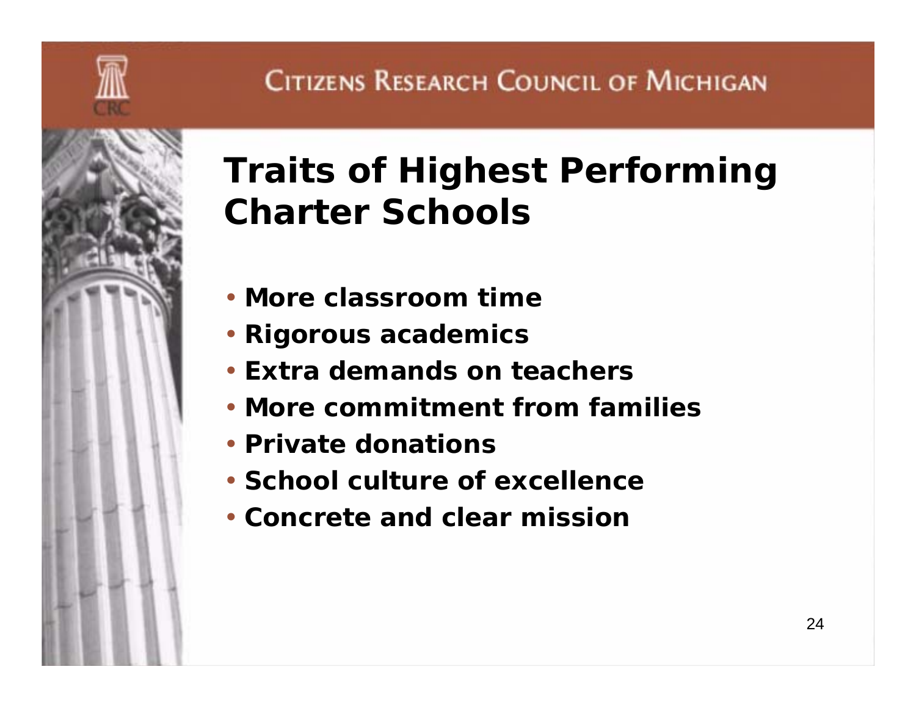# Traits of Highest Performing Charter Schools

- **More classroom time**
- **Rigorous academics**
- **Extra demands on teachers**
- **More commitment from families**
- **Private donations**
- **School culture of excellence**
- **Concrete and clear mission**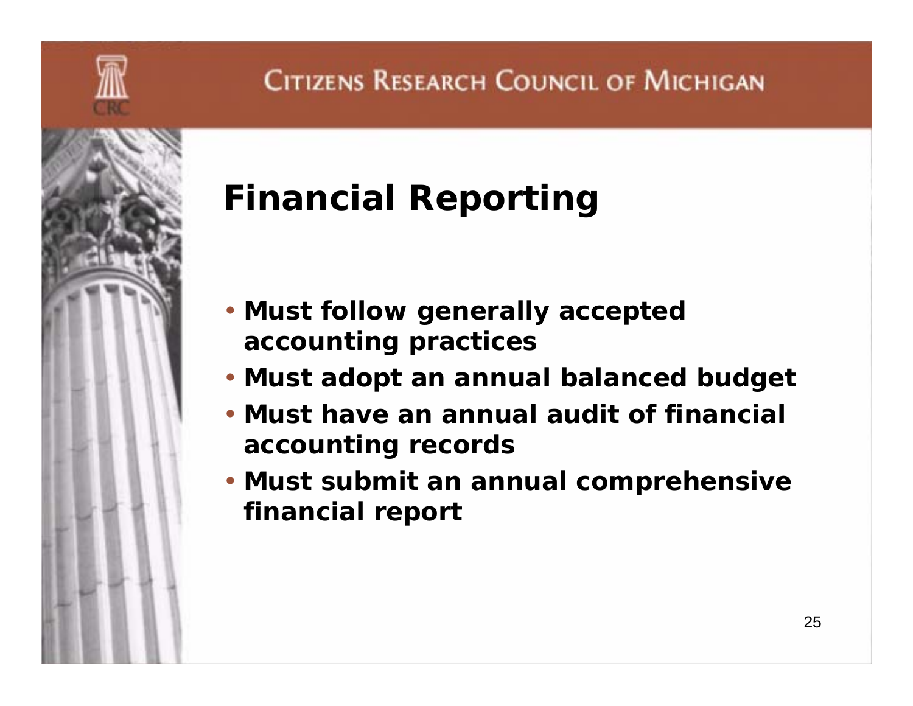# Financial Reporting

- **Must follow generally accepted accounting practices**
- **Must adopt an annual balanced budget**
- **Must have an annual audit of financial accounting records**
- **Must submit an annual comprehensive financial report**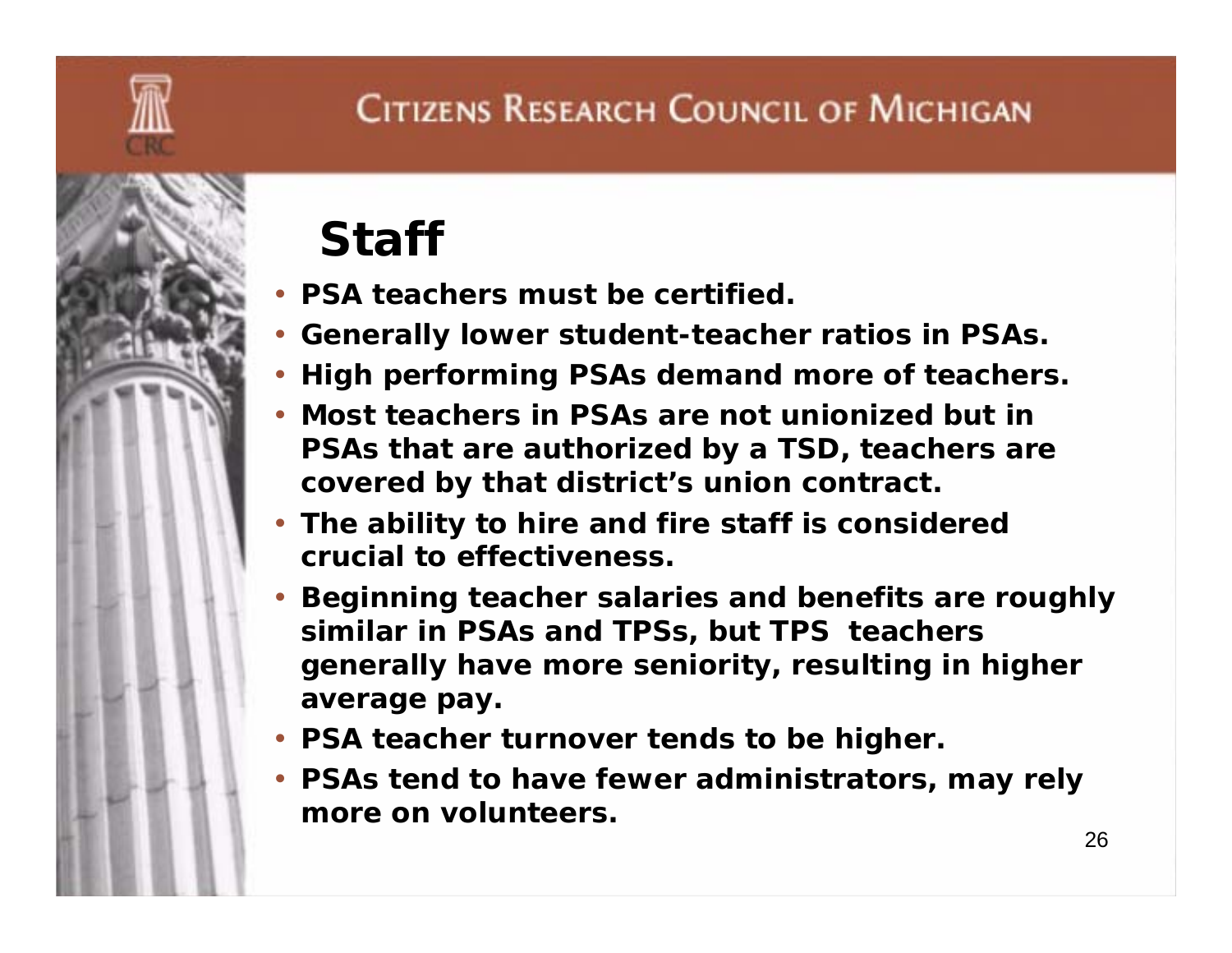# Staff

- PSA teachers must be certified.
- Generally lower student-teacher ratios in PSAs.
- High performing PSAs demand more of teachers.
- Most teachers in PSAs are not unionized but in PSAs that are authorized by a TSD, teachers are covered by that district's union contract.
- The ability to hire and fire staff is considered crucial to effectiveness.
- Beginning teacher salaries and benefits are roughly similar in PSAs and TPSs, but TPS teachers generally have more seniority, resulting in higher average pay.
- PSA teacher turnover tends to be higher.
- PSAs tend to have fewer administrators, may rely more on volunteers.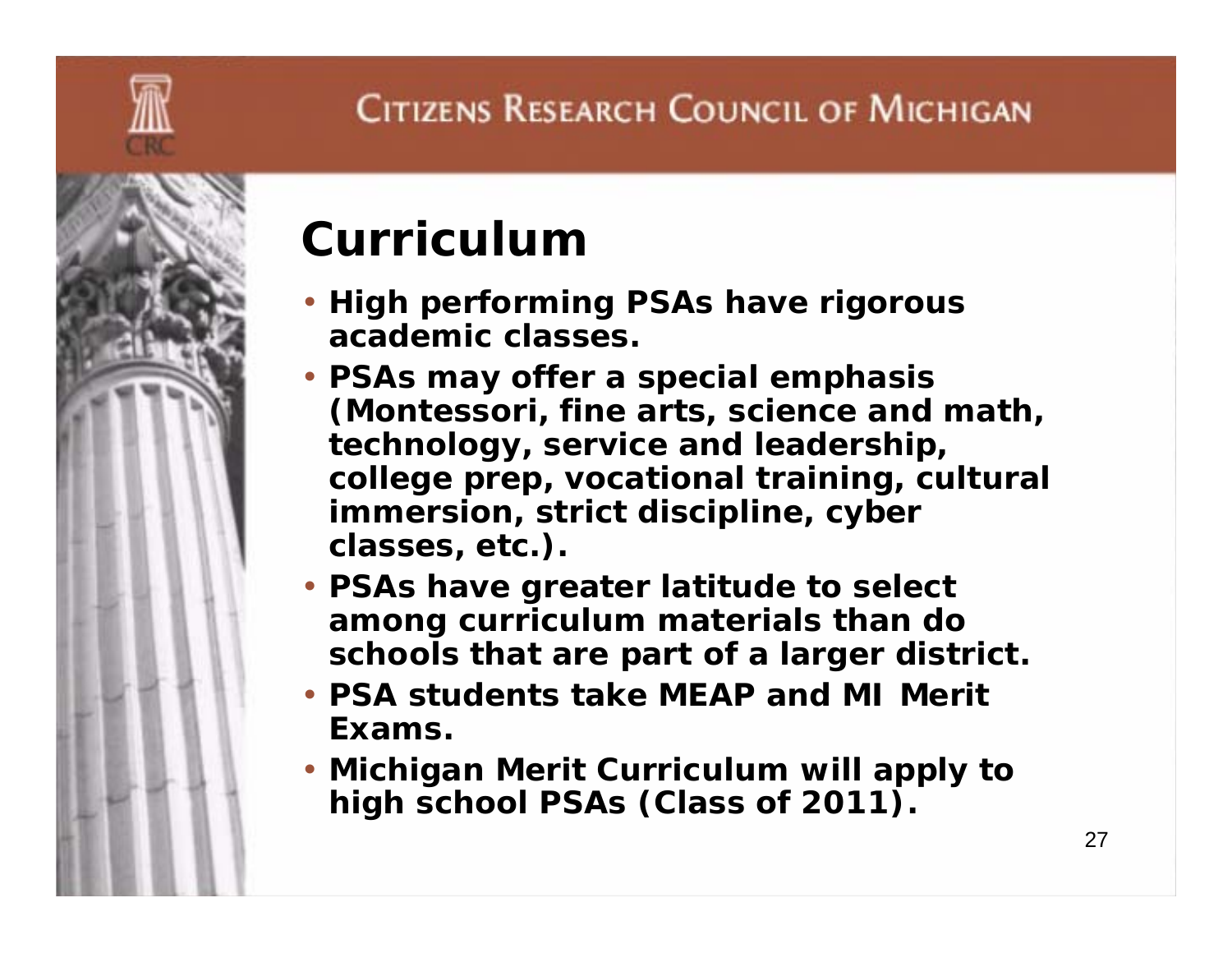# Curriculum

- High performing PSAs have rigorous academic classes.
- PSAs may offer a special emphasis (Montessori, fine arts, science and math, technology, service and leadership, college prep, vocational training, cultural immersion, strict discipline, cyber classes, etc.).
- PSAs have greater latitude to select among curriculum materials than do schools that are part of a larger district.
- PSA students take MEAP and MI Merit Exams.
- Michigan Merit Curriculum will apply to high school PSAs (Class of 2011).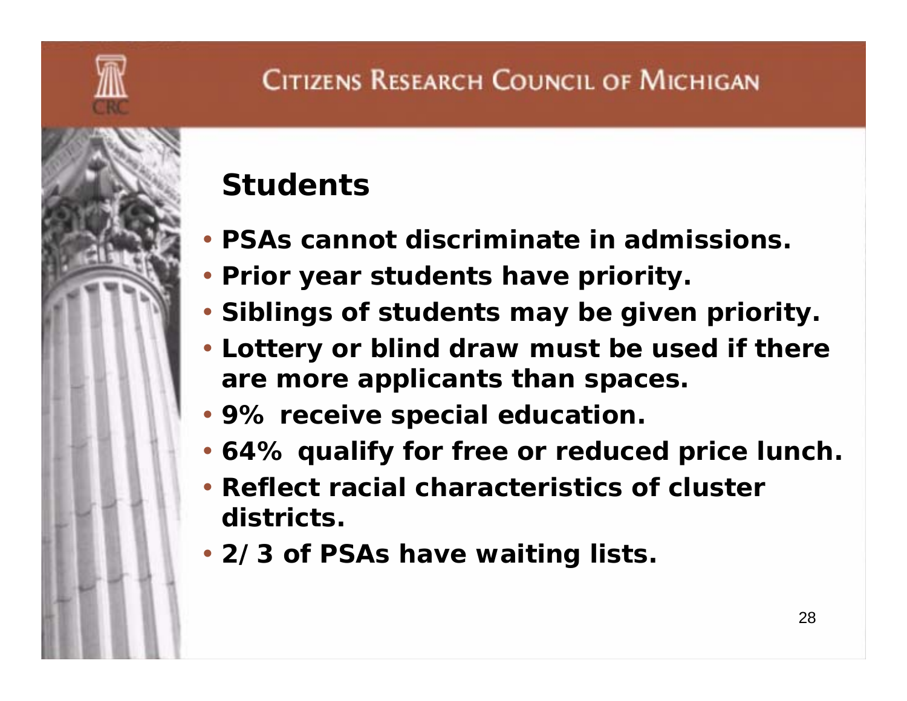## Students

- PSAs cannot discriminate in admissions.
- Prior year students have priority.
- Siblings of students may be given priority.
- Lottery or blind draw must be used if there are more applicants than spaces.
- 9% receive special education.
- 64% qualify for free or reduced price lunch.
- Reflect racial characteristics of cluster districts.
- 2/3 of PSAs have waiting lists.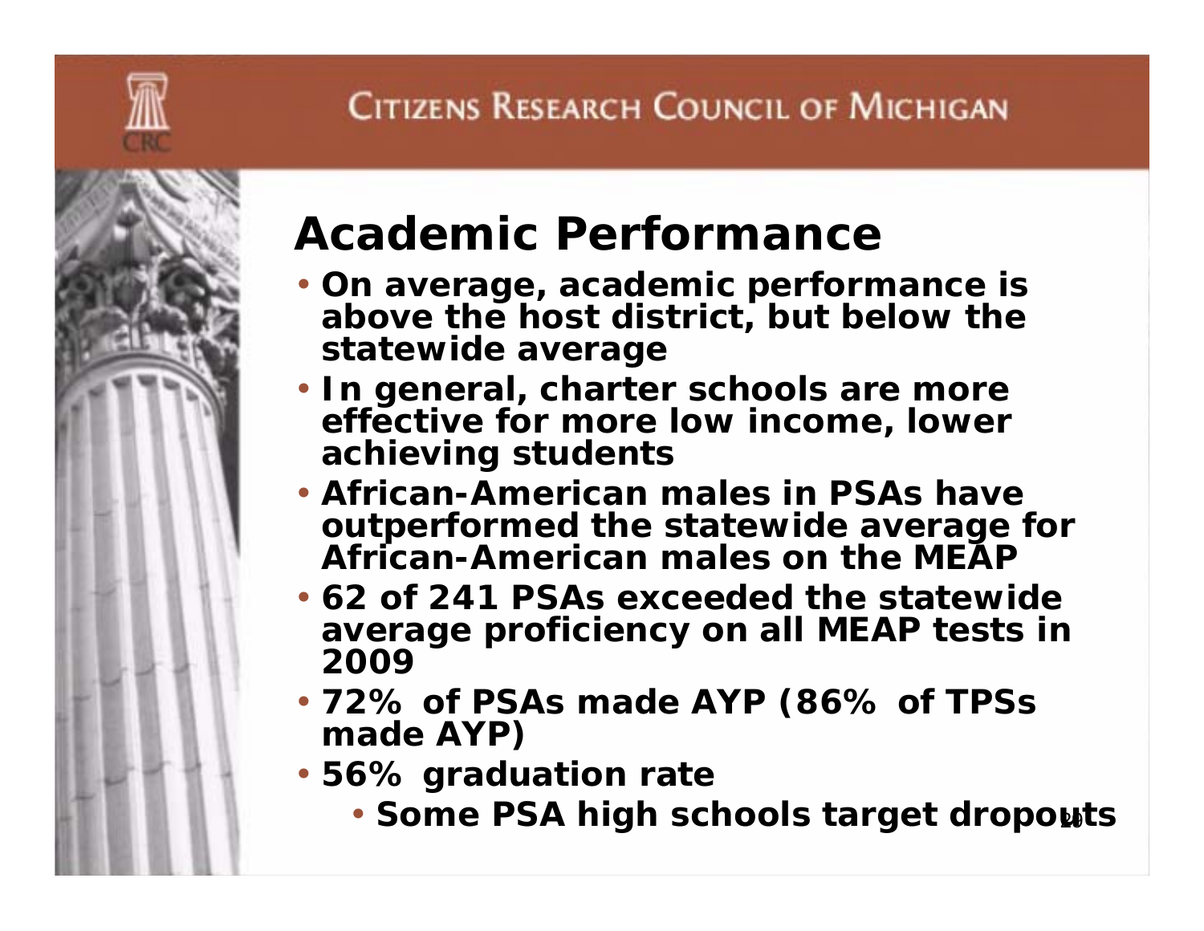# Academic Performance

- On average, academic performance is above the host district, but below the statewide average
- In general, charter schools are more effective for more low income, lower achieving students
- African-American males in PSAs have outperformed the statewide average for African-American males on the MEAP
- 62 of 241 PSAs exceeded the statewide average proficiency on all MEAP tests in 2009
- 72% of PSAs made AYP (86% of TPSs made AYP)
- 56% graduation rate
  - Some PSA high schools target dropouts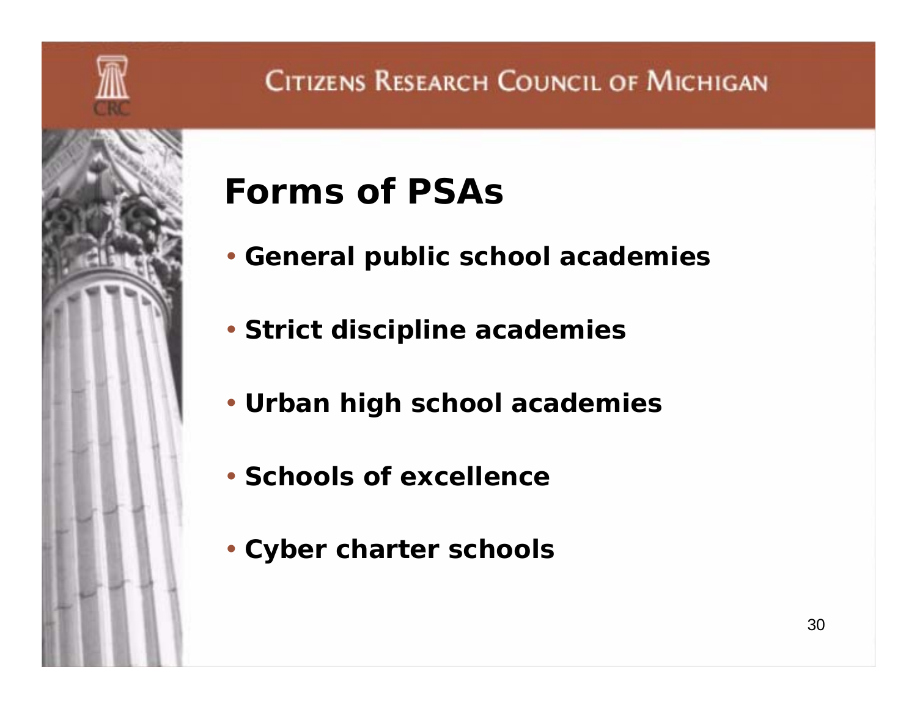# Forms of PSAs

- **General public school academies**
- **Strict discipline academies**
- **Urban high school academies**
- **Schools of excellence**
- **Cyber charter schools**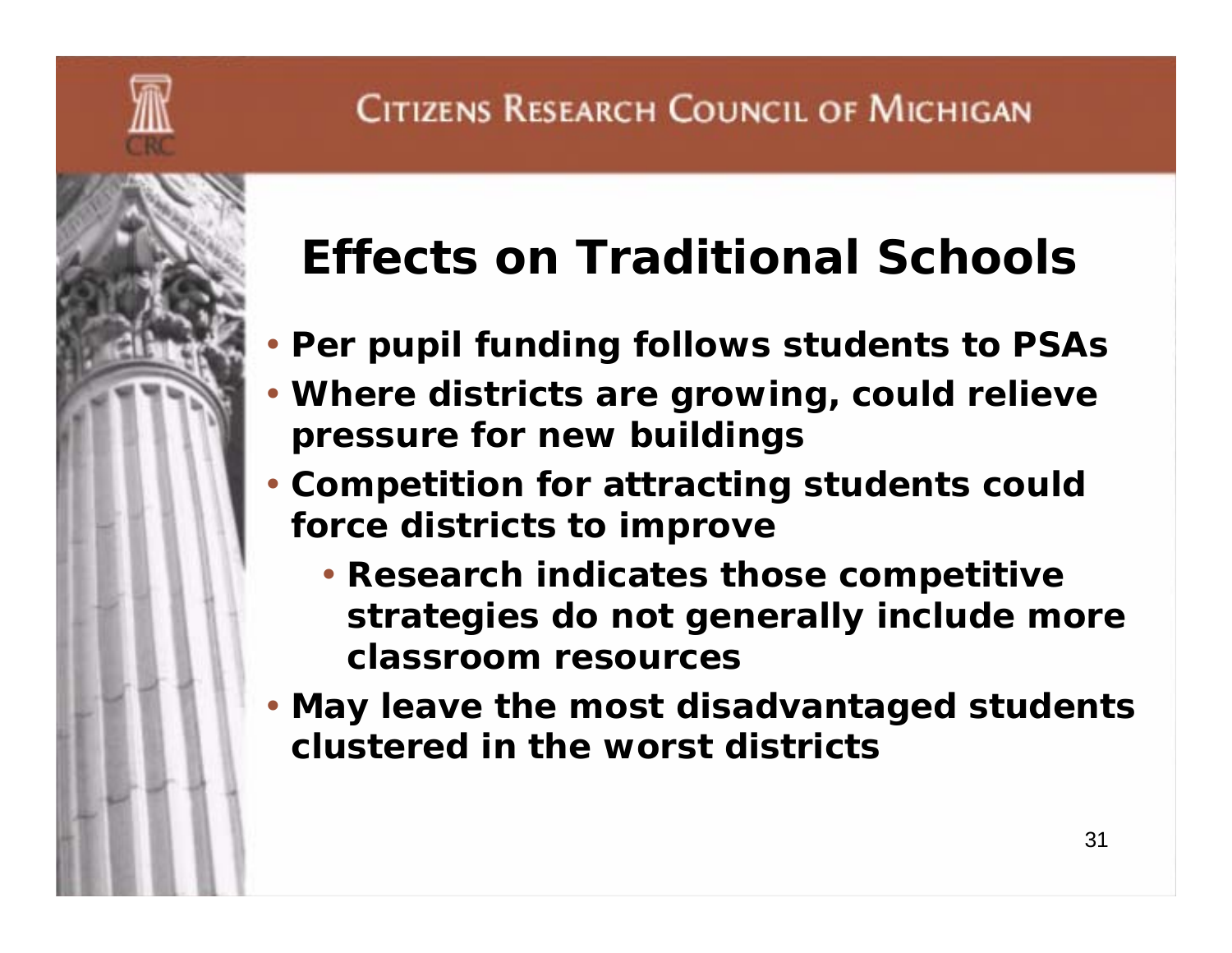# Effects on Traditional Schools

- **Per pupil funding follows students to PSAs**
- **Where districts are growing, could relieve pressure for new buildings**
- **Competition for attracting students could force districts to improve**
  - **Research indicates those competitive strategies do not generally include more classroom resources**
- **May leave the most disadvantaged students clustered in the worst districts**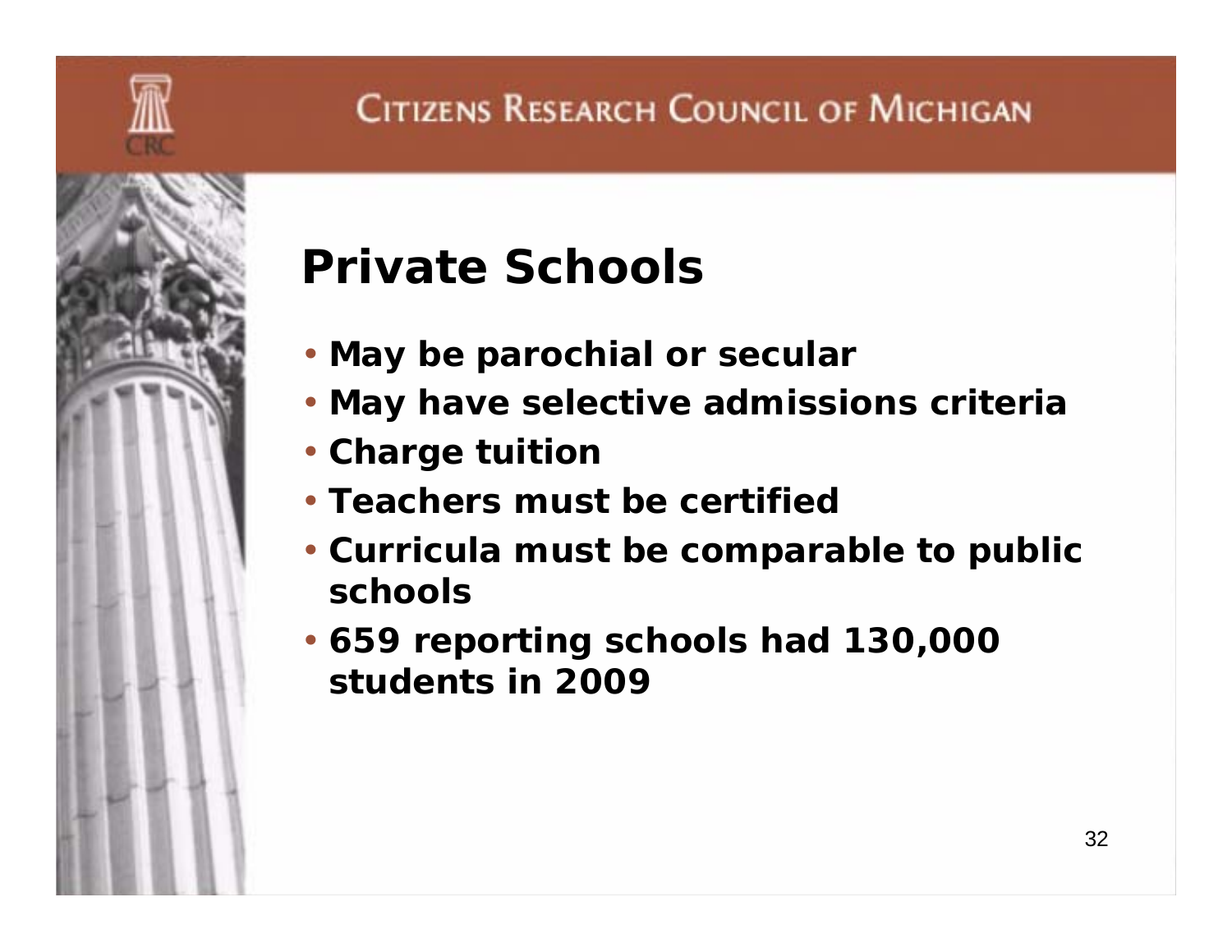# Private Schools

- May be parochial or secular
- May have selective admissions criteria
- Charge tuition
- Teachers must be certified
- Curricula must be comparable to public schools
- 659 reporting schools had 130,000 students in 2009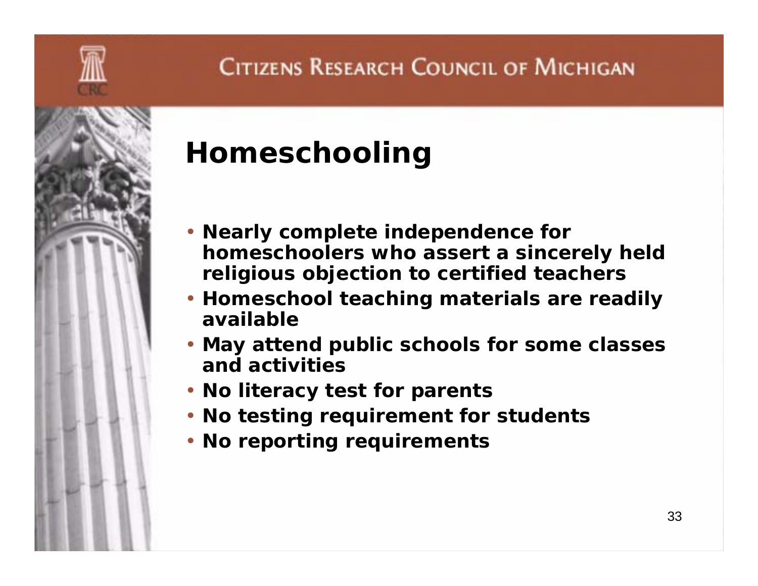# Homeschooling

- Nearly complete independence for homeschoolers who assert a sincerely held religious objection to certified teachers
- Homeschool teaching materials are readily available
- May attend public schools for some classes and activities
- No literacy test for parents
- No testing requirement for students
- No reporting requirements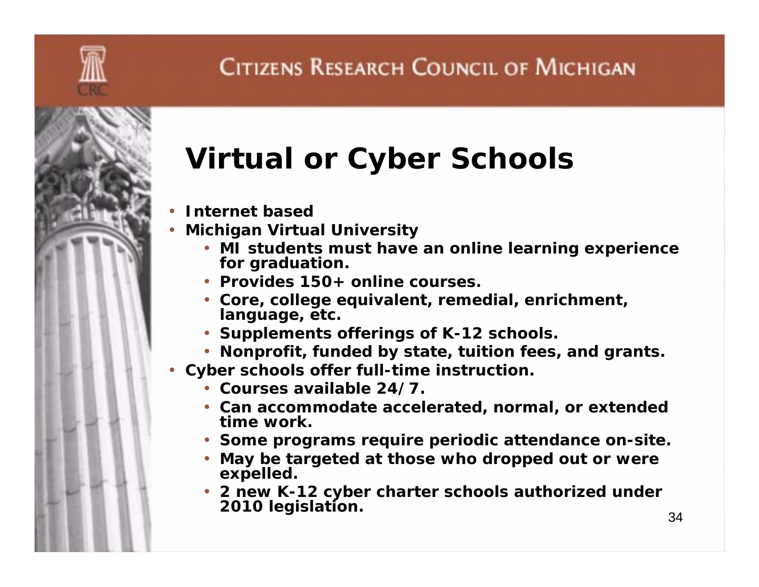# Virtual or Cyber Schools

- Internet based
- Michigan Virtual University
  - MI students must have an online learning experience for graduation.
  - Provides 150+ online courses.
  - Core, college equivalent, remedial, enrichment, language, etc.
  - Supplements offerings of K-12 schools.
  - Nonprofit, funded by state, tuition fees, and grants.
- Cyber schools offer full-time instruction.
  - Courses available 24/7.
  - Can accommodate accelerated, normal, or extended time work.
  - Some programs require periodic attendance on-site.
  - May be targeted at those who dropped out or were expelled.
  - 2 new K-12 cyber charter schools authorized under 2010 legislation.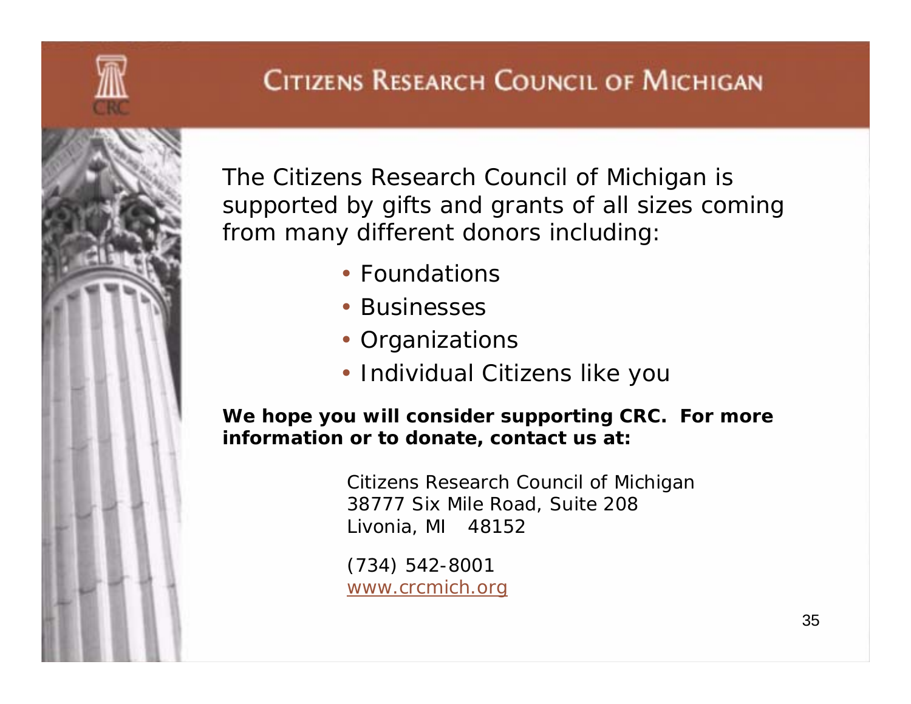# Citizens Research Council of Michigan

The Citizens Research Council of Michigan is supported by gifts and grants of all sizes coming from many different donors including:

- Foundations
- Businesses
- Organizations
- Individual Citizens like you

**We hope you will consider supporting CRC. For more information or to donate, contact us at:**

Citizens Research Council of Michigan
38777 Six Mile Road, Suite 208
Livonia, MI 48152

(734) 542-8001
www.crcmich.org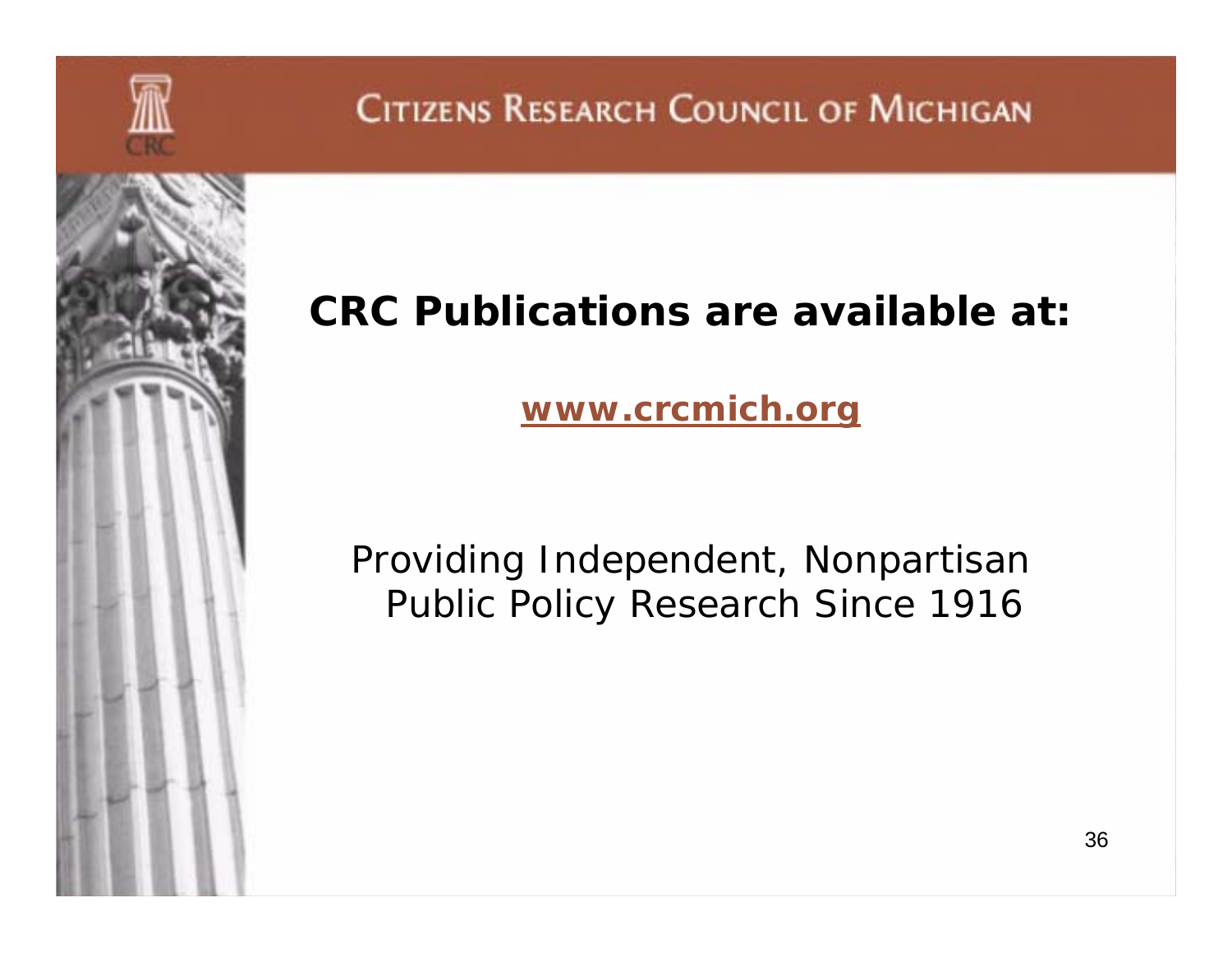Citizens Research Council of Michigan

## CRC Publications are available at:

www.crcmich.org

Providing Independent, Nonpartisan Public Policy Research Since 1916